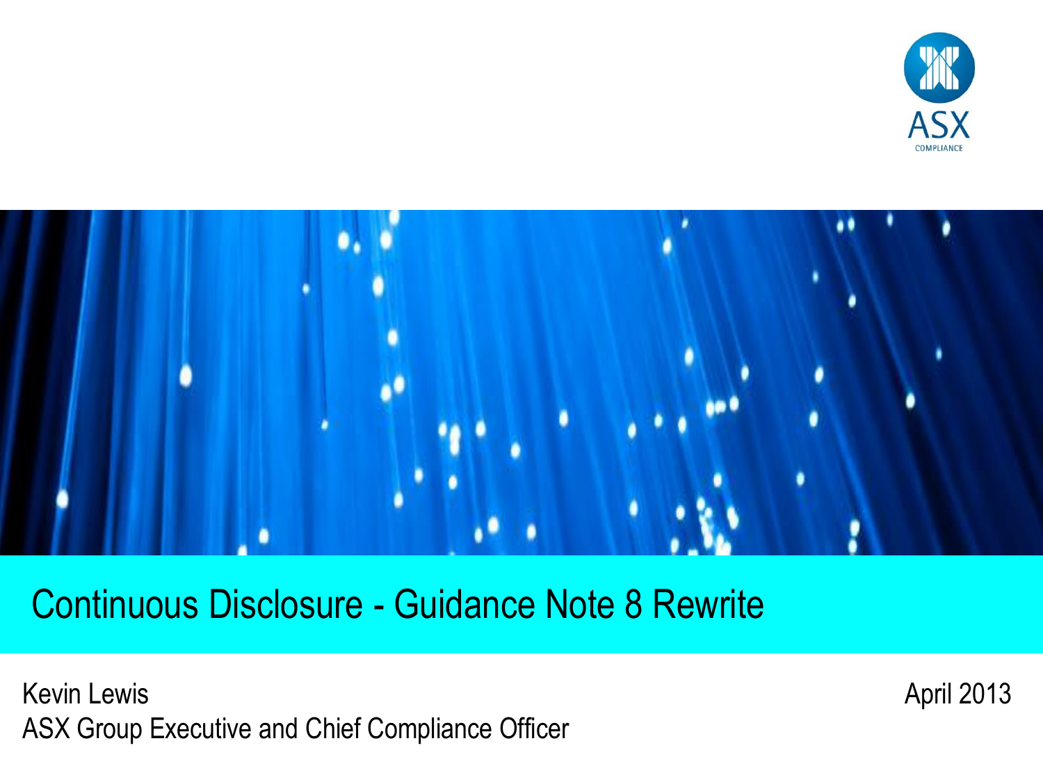ASX COMPLIANCE

# Continuous Disclosure - Guidance Note 8 Rewrite

Kevin Lewis
ASX Group Executive and Chief Compliance Officer

April 2013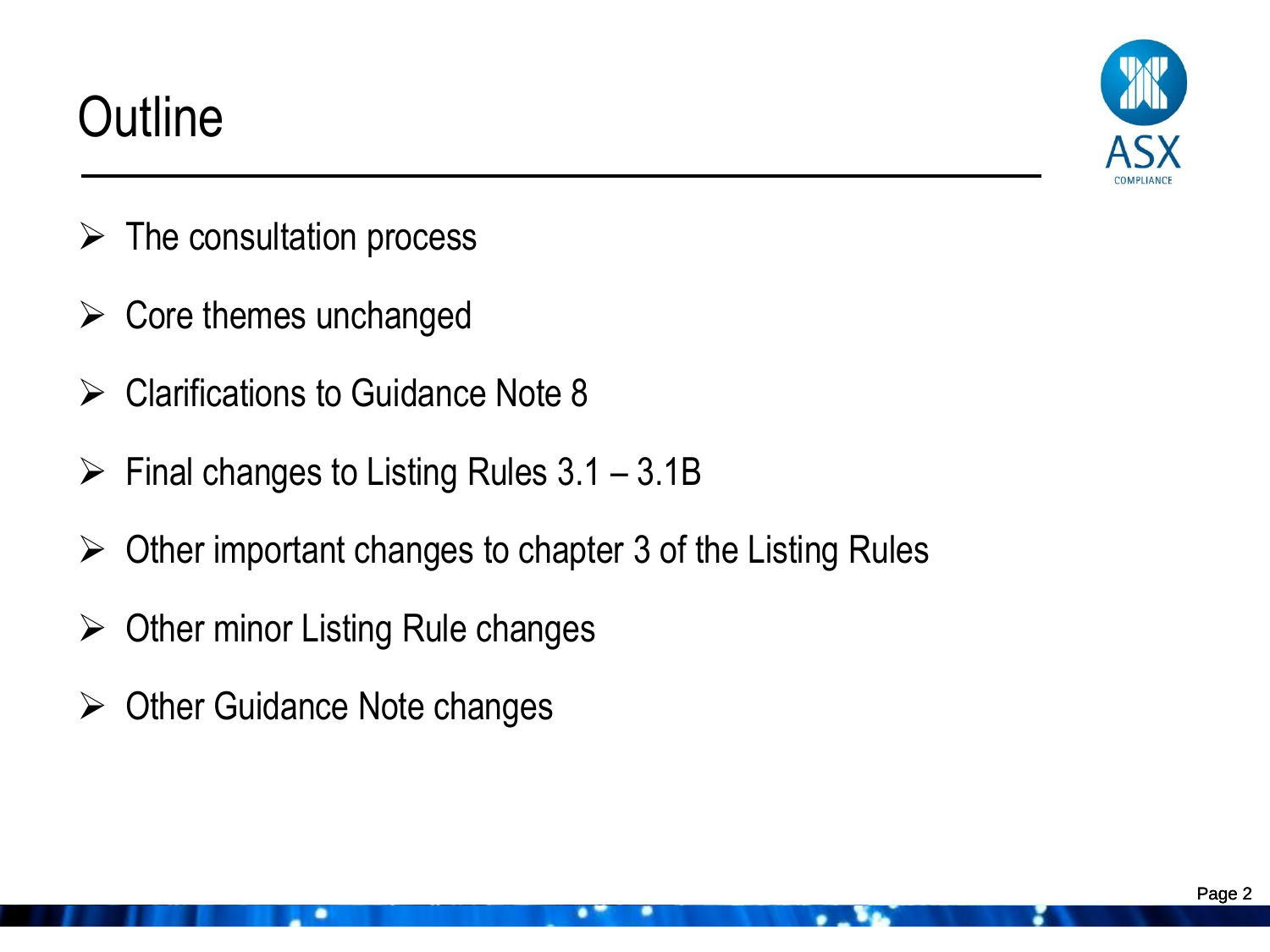# Outline

- The consultation process
- Core themes unchanged
- Clarifications to Guidance Note 8
- Final changes to Listing Rules 3.1 – 3.1B
- Other important changes to chapter 3 of the Listing Rules
- Other minor Listing Rule changes
- Other Guidance Note changes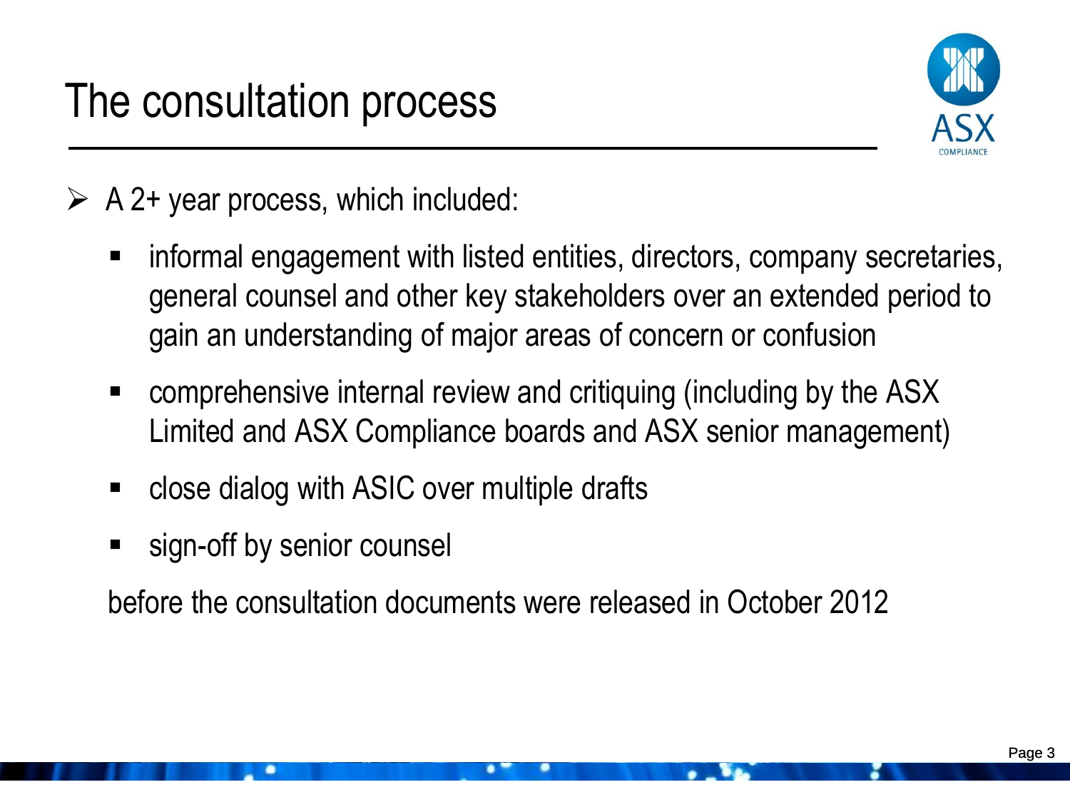# The consultation process

- A 2+ year process, which included:
  - informal engagement with listed entities, directors, company secretaries, general counsel and other key stakeholders over an extended period to gain an understanding of major areas of concern or confusion
  - comprehensive internal review and critiquing (including by the ASX Limited and ASX Compliance boards and ASX senior management)
  - close dialog with ASIC over multiple drafts
  - sign-off by senior counsel

  before the consultation documents were released in October 2012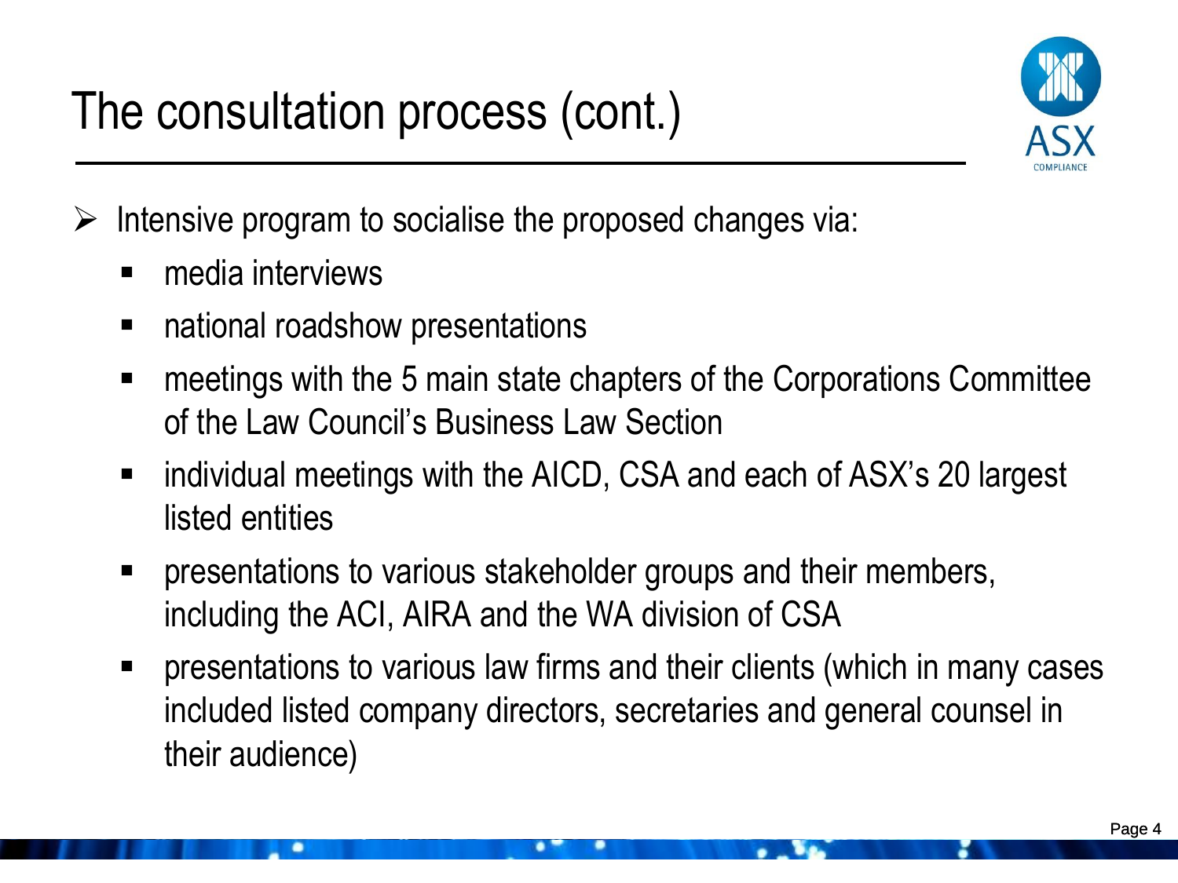# The consultation process (cont.)

- Intensive program to socialise the proposed changes via:
  - media interviews
  - national roadshow presentations
  - meetings with the 5 main state chapters of the Corporations Committee of the Law Council's Business Law Section
  - individual meetings with the AICD, CSA and each of ASX's 20 largest listed entities
  - presentations to various stakeholder groups and their members, including the ACI, AIRA and the WA division of CSA
  - presentations to various law firms and their clients (which in many cases included listed company directors, secretaries and general counsel in their audience)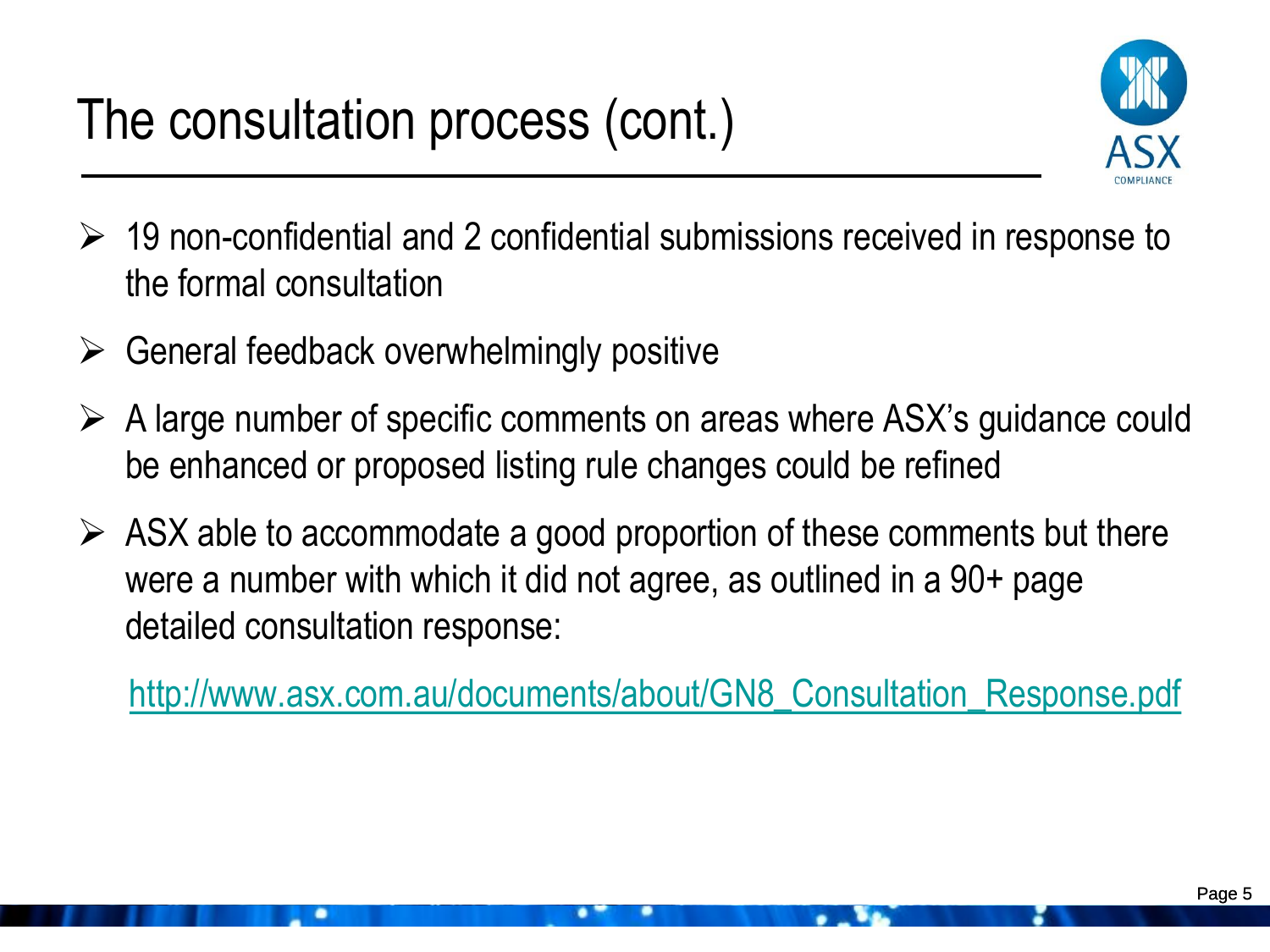# The consultation process (cont.)

- 19 non-confidential and 2 confidential submissions received in response to the formal consultation
- General feedback overwhelmingly positive
- A large number of specific comments on areas where ASX's guidance could be enhanced or proposed listing rule changes could be refined
- ASX able to accommodate a good proportion of these comments but there were a number with which it did not agree, as outlined in a 90+ page detailed consultation response:

  http://www.asx.com.au/documents/about/GN8_Consultation_Response.pdf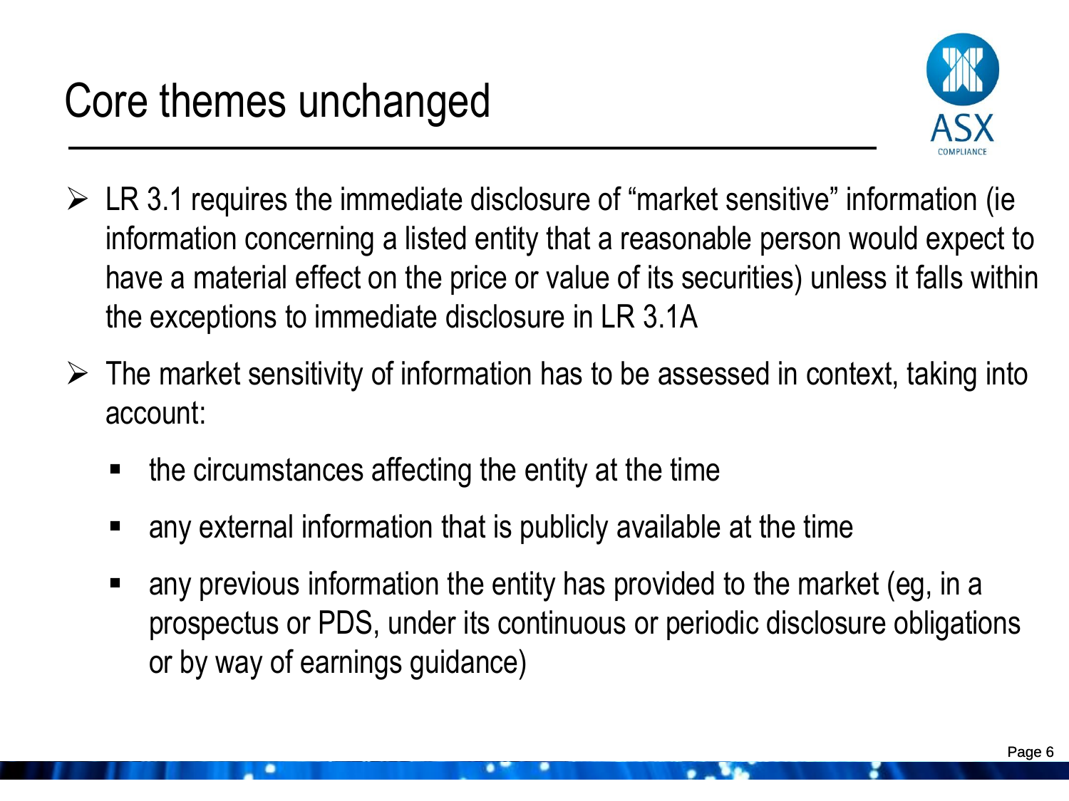# Core themes unchanged

- LR 3.1 requires the immediate disclosure of "market sensitive" information (ie information concerning a listed entity that a reasonable person would expect to have a material effect on the price or value of its securities) unless it falls within the exceptions to immediate disclosure in LR 3.1A
- The market sensitivity of information has to be assessed in context, taking into account:
  - the circumstances affecting the entity at the time
  - any external information that is publicly available at the time
  - any previous information the entity has provided to the market (eg, in a prospectus or PDS, under its continuous or periodic disclosure obligations or by way of earnings guidance)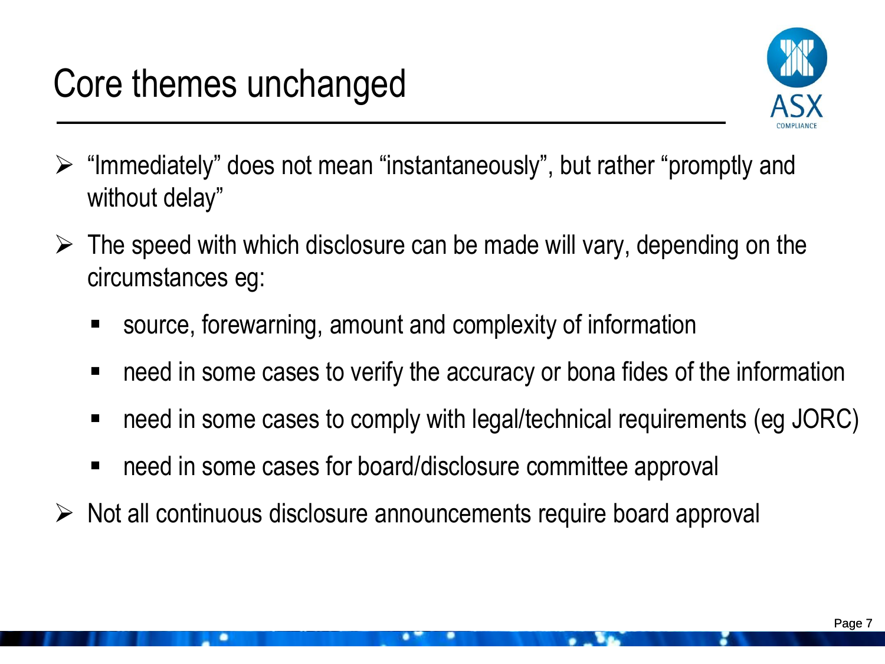# Core themes unchanged

- "Immediately" does not mean "instantaneously", but rather "promptly and without delay"
- The speed with which disclosure can be made will vary, depending on the circumstances eg:
  - source, forewarning, amount and complexity of information
  - need in some cases to verify the accuracy or bona fides of the information
  - need in some cases to comply with legal/technical requirements (eg JORC)
  - need in some cases for board/disclosure committee approval
- Not all continuous disclosure announcements require board approval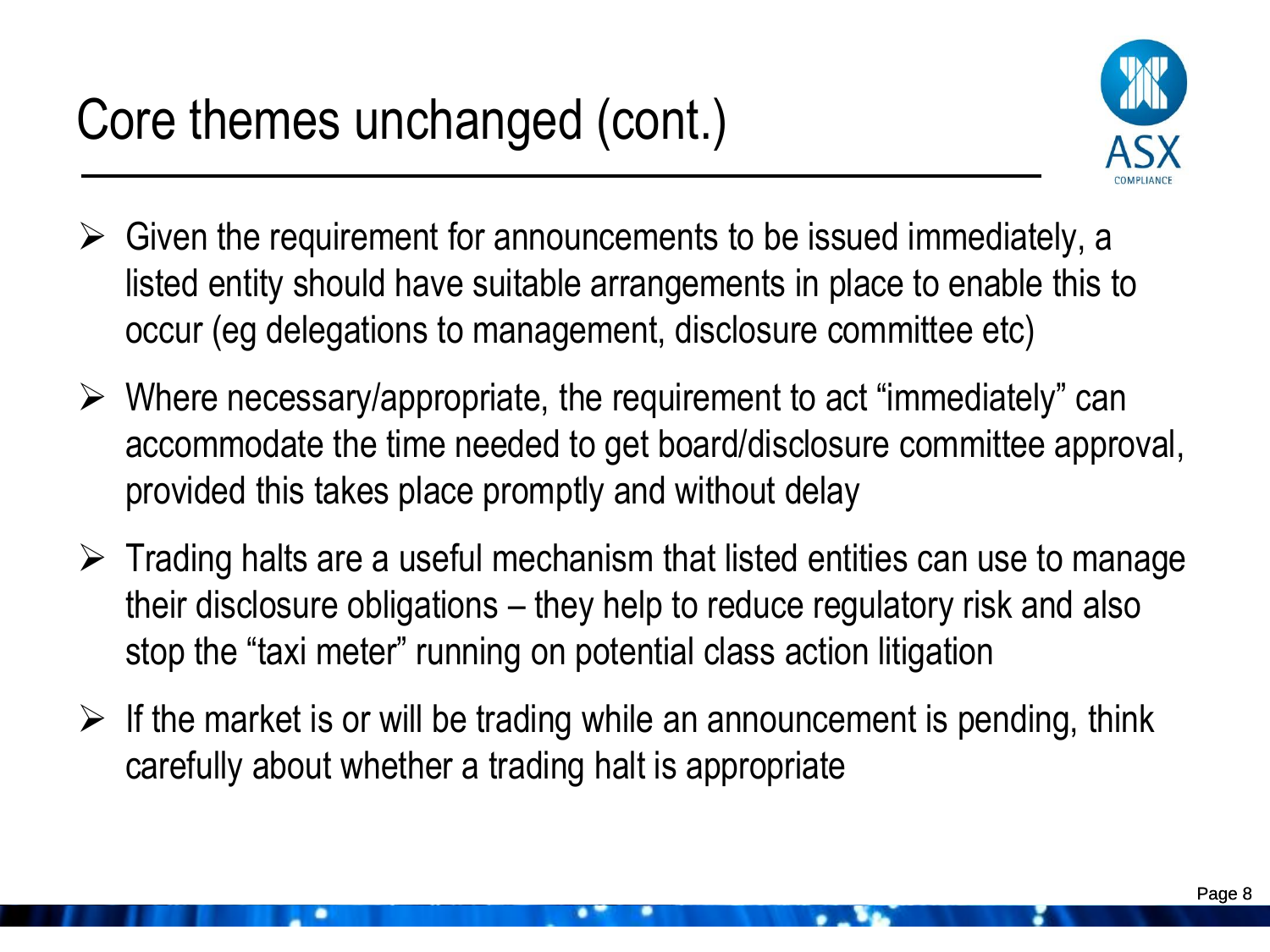# Core themes unchanged (cont.)

- Given the requirement for announcements to be issued immediately, a listed entity should have suitable arrangements in place to enable this to occur (eg delegations to management, disclosure committee etc)
- Where necessary/appropriate, the requirement to act "immediately" can accommodate the time needed to get board/disclosure committee approval, provided this takes place promptly and without delay
- Trading halts are a useful mechanism that listed entities can use to manage their disclosure obligations – they help to reduce regulatory risk and also stop the "taxi meter" running on potential class action litigation
- If the market is or will be trading while an announcement is pending, think carefully about whether a trading halt is appropriate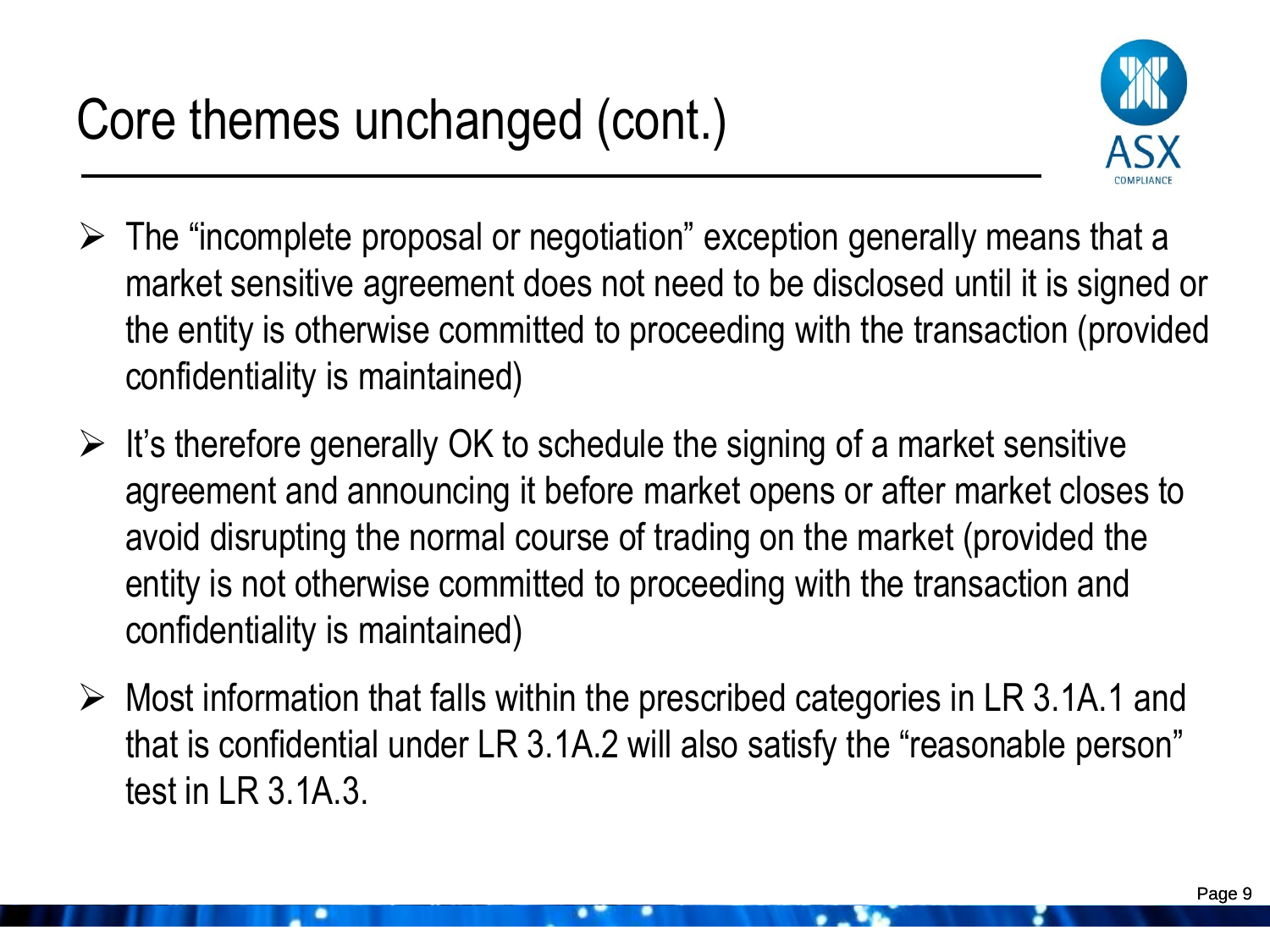# Core themes unchanged (cont.)

- The "incomplete proposal or negotiation" exception generally means that a market sensitive agreement does not need to be disclosed until it is signed or the entity is otherwise committed to proceeding with the transaction (provided confidentiality is maintained)
- It's therefore generally OK to schedule the signing of a market sensitive agreement and announcing it before market opens or after market closes to avoid disrupting the normal course of trading on the market (provided the entity is not otherwise committed to proceeding with the transaction and confidentiality is maintained)
- Most information that falls within the prescribed categories in LR 3.1A.1 and that is confidential under LR 3.1A.2 will also satisfy the "reasonable person" test in LR 3.1A.3.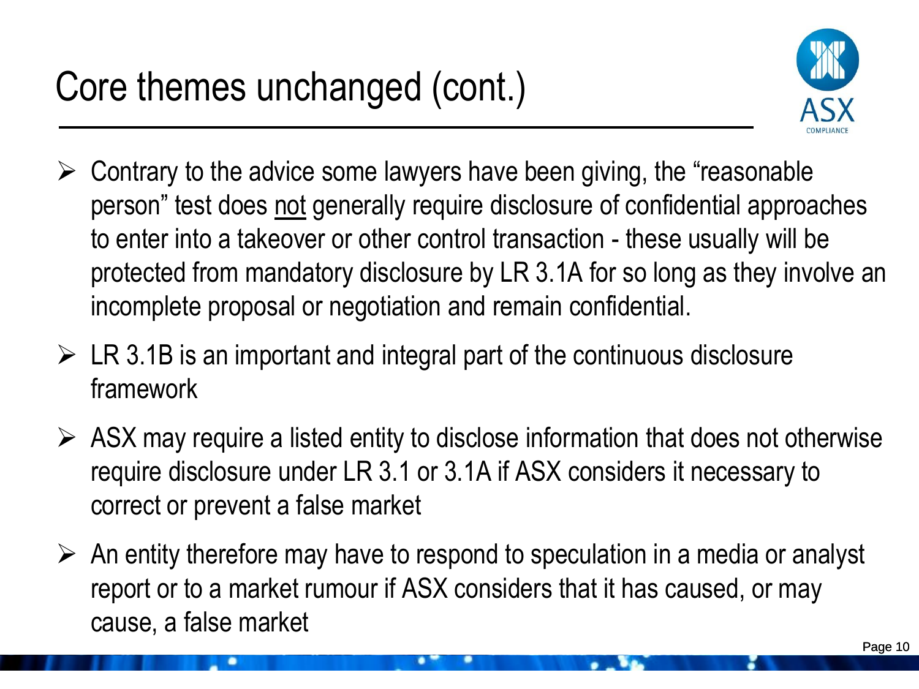# Core themes unchanged (cont.)

- Contrary to the advice some lawyers have been giving, the "reasonable person" test does <u>not</u> generally require disclosure of confidential approaches to enter into a takeover or other control transaction - these usually will be protected from mandatory disclosure by LR 3.1A for so long as they involve an incomplete proposal or negotiation and remain confidential.
- LR 3.1B is an important and integral part of the continuous disclosure framework
- ASX may require a listed entity to disclose information that does not otherwise require disclosure under LR 3.1 or 3.1A if ASX considers it necessary to correct or prevent a false market
- An entity therefore may have to respond to speculation in a media or analyst report or to a market rumour if ASX considers that it has caused, or may cause, a false market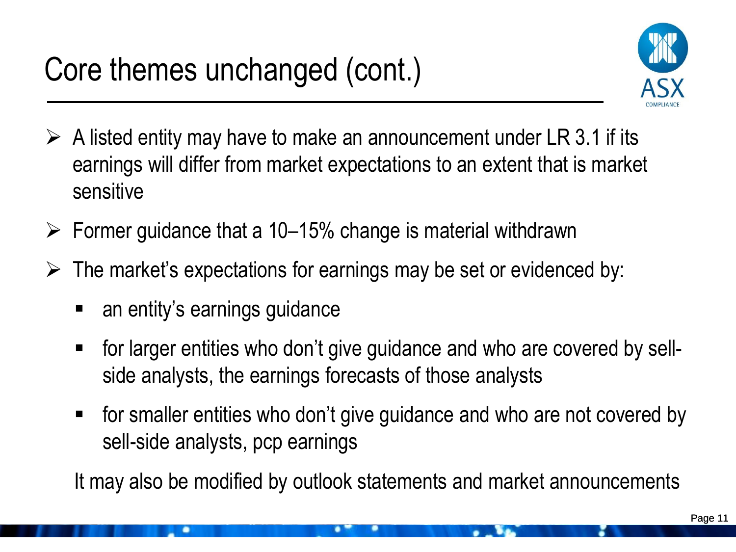# Core themes unchanged (cont.)

- A listed entity may have to make an announcement under LR 3.1 if its earnings will differ from market expectations to an extent that is market sensitive
- Former guidance that a 10–15% change is material withdrawn
- The market's expectations for earnings may be set or evidenced by:
  - an entity's earnings guidance
  - for larger entities who don't give guidance and who are covered by sell-side analysts, the earnings forecasts of those analysts
  - for smaller entities who don't give guidance and who are not covered by sell-side analysts, pcp earnings

  It may also be modified by outlook statements and market announcements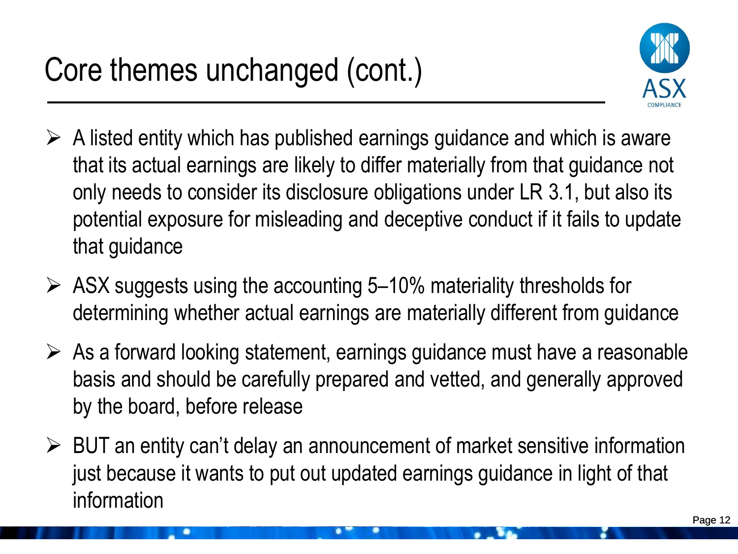# Core themes unchanged (cont.)

- A listed entity which has published earnings guidance and which is aware that its actual earnings are likely to differ materially from that guidance not only needs to consider its disclosure obligations under LR 3.1, but also its potential exposure for misleading and deceptive conduct if it fails to update that guidance
- ASX suggests using the accounting 5–10% materiality thresholds for determining whether actual earnings are materially different from guidance
- As a forward looking statement, earnings guidance must have a reasonable basis and should be carefully prepared and vetted, and generally approved by the board, before release
- BUT an entity can't delay an announcement of market sensitive information just because it wants to put out updated earnings guidance in light of that information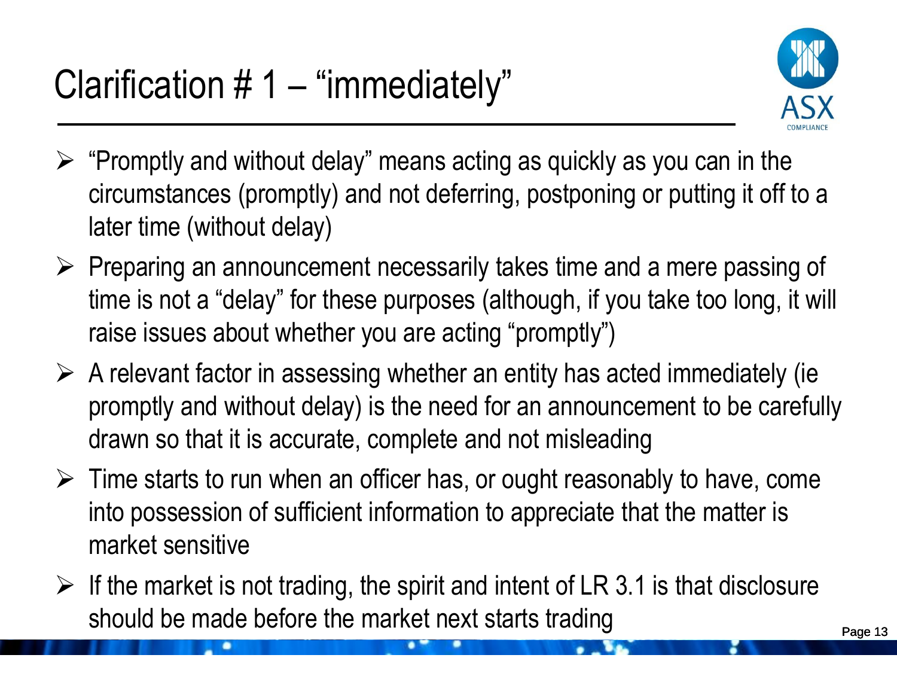# Clarification # 1 – "immediately"

- "Promptly and without delay" means acting as quickly as you can in the circumstances (promptly) and not deferring, postponing or putting it off to a later time (without delay)
- Preparing an announcement necessarily takes time and a mere passing of time is not a "delay" for these purposes (although, if you take too long, it will raise issues about whether you are acting "promptly")
- A relevant factor in assessing whether an entity has acted immediately (ie promptly and without delay) is the need for an announcement to be carefully drawn so that it is accurate, complete and not misleading
- Time starts to run when an officer has, or ought reasonably to have, come into possession of sufficient information to appreciate that the matter is market sensitive
- If the market is not trading, the spirit and intent of LR 3.1 is that disclosure should be made before the market next starts trading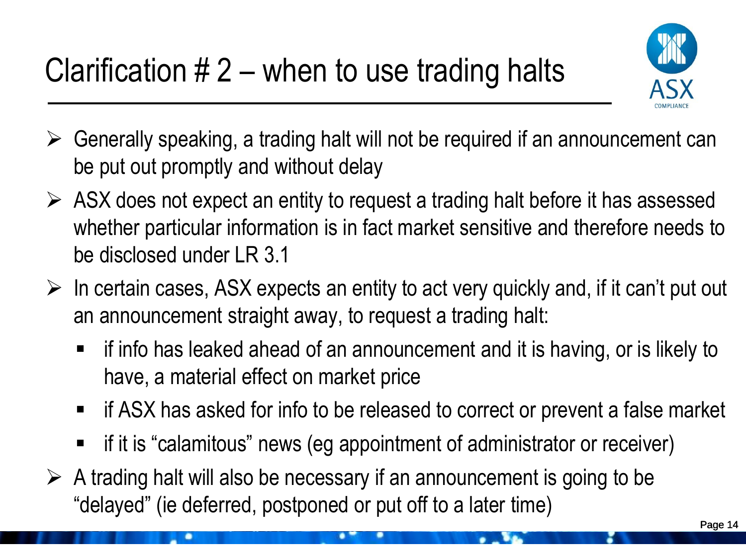# Clarification # 2 – when to use trading halts

- Generally speaking, a trading halt will not be required if an announcement can be put out promptly and without delay
- ASX does not expect an entity to request a trading halt before it has assessed whether particular information is in fact market sensitive and therefore needs to be disclosed under LR 3.1
- In certain cases, ASX expects an entity to act very quickly and, if it can't put out an announcement straight away, to request a trading halt:
  - if info has leaked ahead of an announcement and it is having, or is likely to have, a material effect on market price
  - if ASX has asked for info to be released to correct or prevent a false market
  - if it is "calamitous" news (eg appointment of administrator or receiver)
- A trading halt will also be necessary if an announcement is going to be "delayed" (ie deferred, postponed or put off to a later time)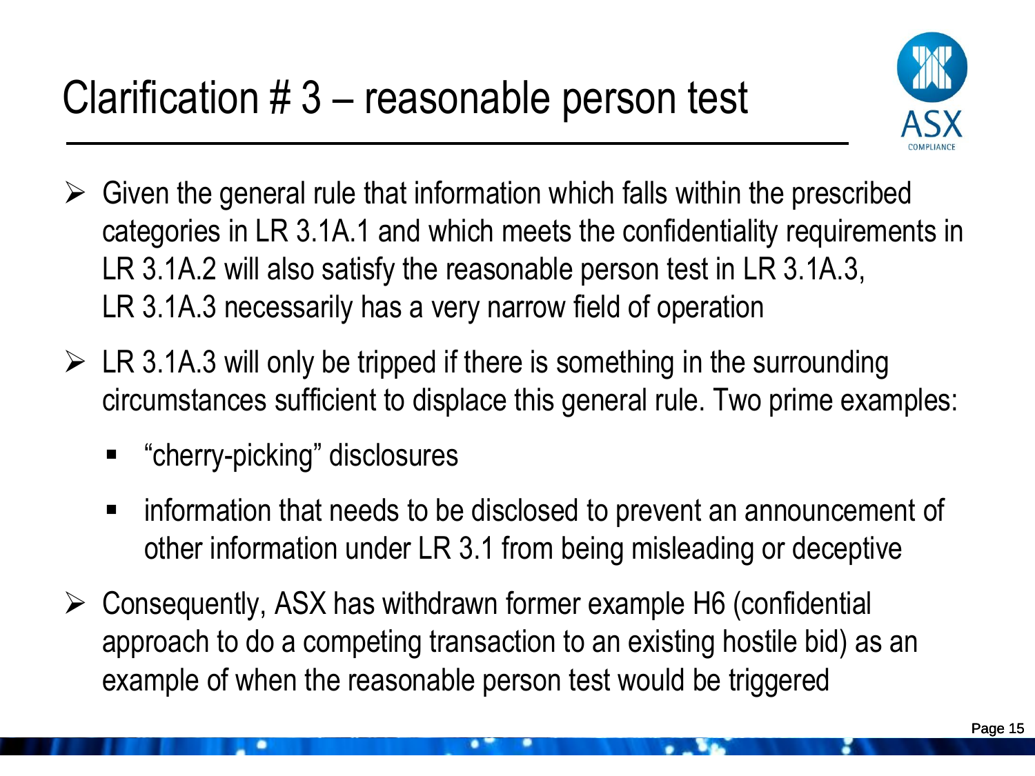# Clarification # 3 – reasonable person test

- Given the general rule that information which falls within the prescribed categories in LR 3.1A.1 and which meets the confidentiality requirements in LR 3.1A.2 will also satisfy the reasonable person test in LR 3.1A.3, LR 3.1A.3 necessarily has a very narrow field of operation
- LR 3.1A.3 will only be tripped if there is something in the surrounding circumstances sufficient to displace this general rule. Two prime examples:
  - "cherry-picking" disclosures
  - information that needs to be disclosed to prevent an announcement of other information under LR 3.1 from being misleading or deceptive
- Consequently, ASX has withdrawn former example H6 (confidential approach to do a competing transaction to an existing hostile bid) as an example of when the reasonable person test would be triggered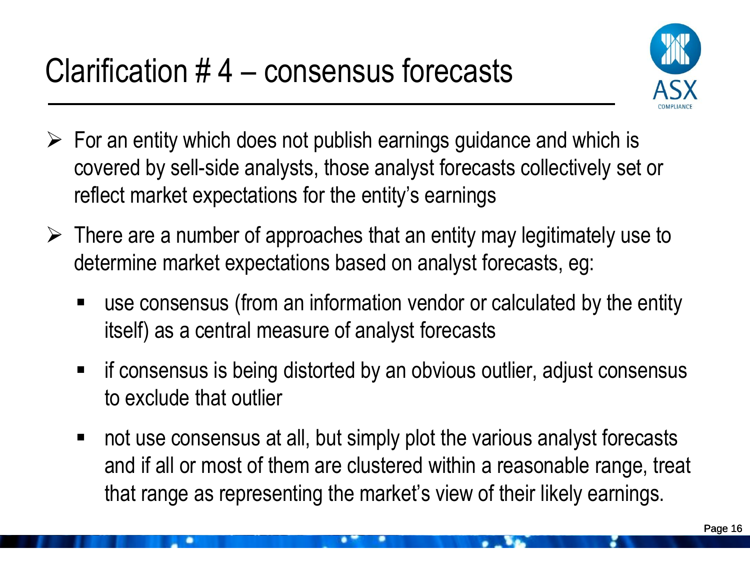# Clarification # 4 – consensus forecasts

- For an entity which does not publish earnings guidance and which is covered by sell-side analysts, those analyst forecasts collectively set or reflect market expectations for the entity's earnings
- There are a number of approaches that an entity may legitimately use to determine market expectations based on analyst forecasts, eg:
  - use consensus (from an information vendor or calculated by the entity itself) as a central measure of analyst forecasts
  - if consensus is being distorted by an obvious outlier, adjust consensus to exclude that outlier
  - not use consensus at all, but simply plot the various analyst forecasts and if all or most of them are clustered within a reasonable range, treat that range as representing the market's view of their likely earnings.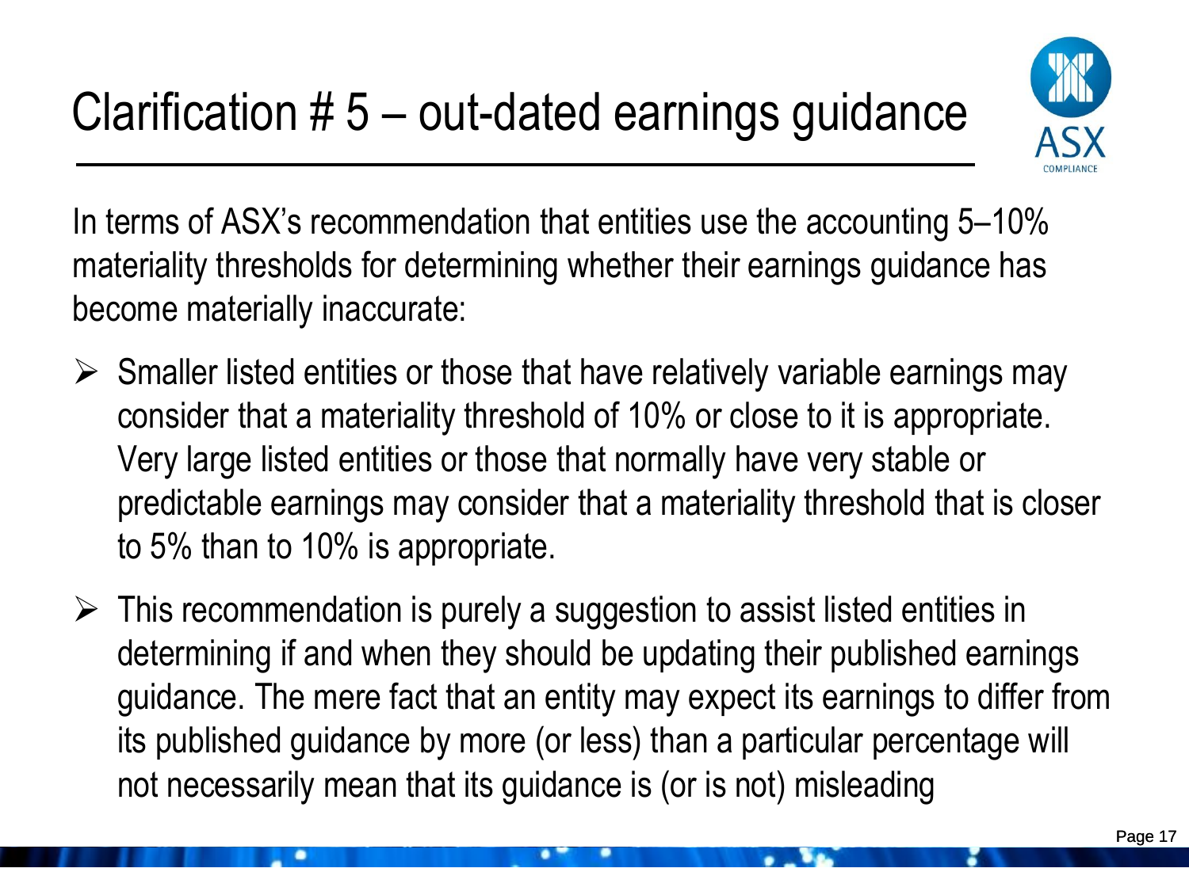# Clarification # 5 – out-dated earnings guidance

In terms of ASX's recommendation that entities use the accounting 5–10% materiality thresholds for determining whether their earnings guidance has become materially inaccurate:

- Smaller listed entities or those that have relatively variable earnings may consider that a materiality threshold of 10% or close to it is appropriate. Very large listed entities or those that normally have very stable or predictable earnings may consider that a materiality threshold that is closer to 5% than to 10% is appropriate.
- This recommendation is purely a suggestion to assist listed entities in determining if and when they should be updating their published earnings guidance. The mere fact that an entity may expect its earnings to differ from its published guidance by more (or less) than a particular percentage will not necessarily mean that its guidance is (or is not) misleading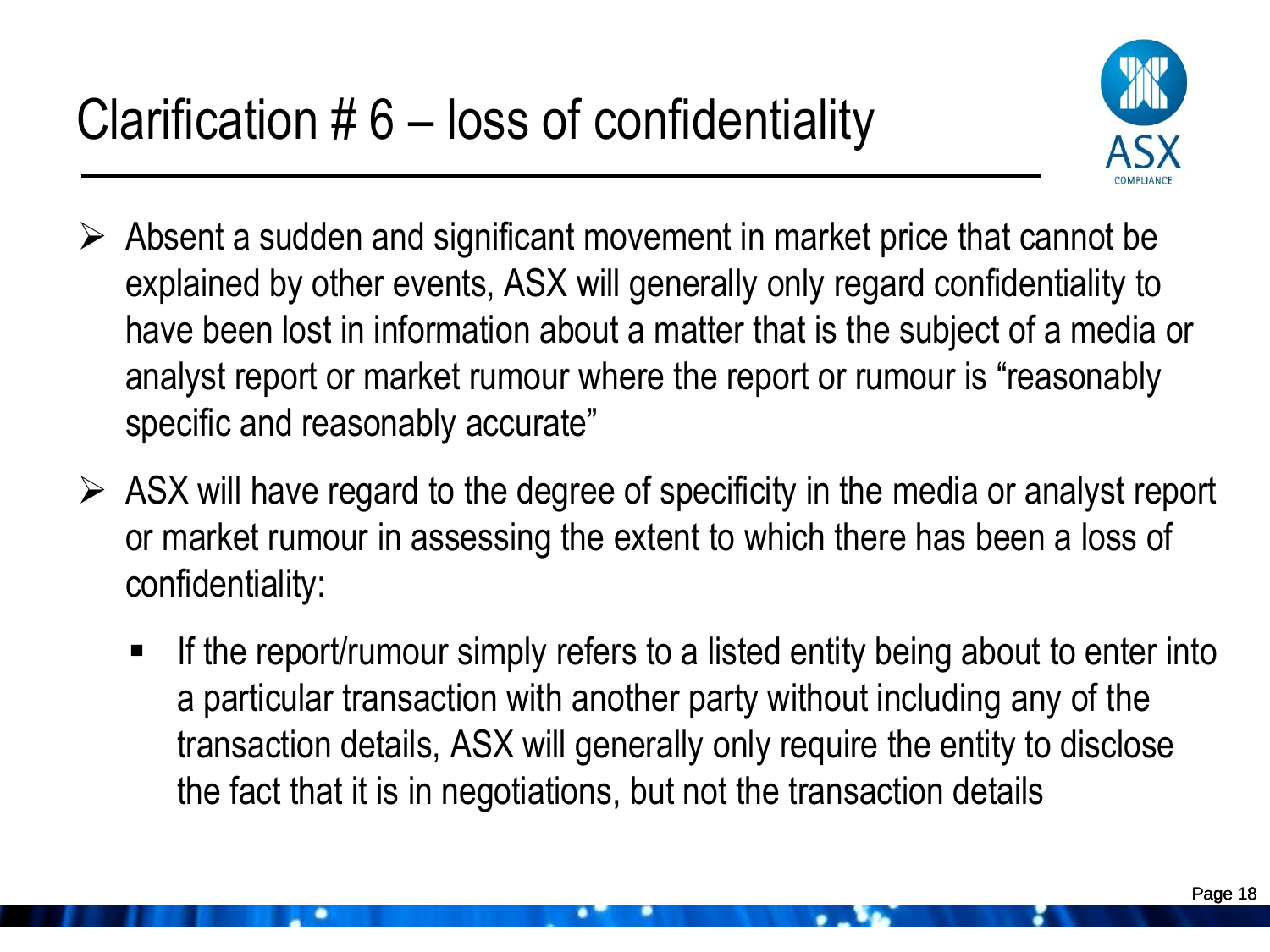# Clarification # 6 – loss of confidentiality

- Absent a sudden and significant movement in market price that cannot be explained by other events, ASX will generally only regard confidentiality to have been lost in information about a matter that is the subject of a media or analyst report or market rumour where the report or rumour is "reasonably specific and reasonably accurate"
- ASX will have regard to the degree of specificity in the media or analyst report or market rumour in assessing the extent to which there has been a loss of confidentiality:
  - If the report/rumour simply refers to a listed entity being about to enter into a particular transaction with another party without including any of the transaction details, ASX will generally only require the entity to disclose the fact that it is in negotiations, but not the transaction details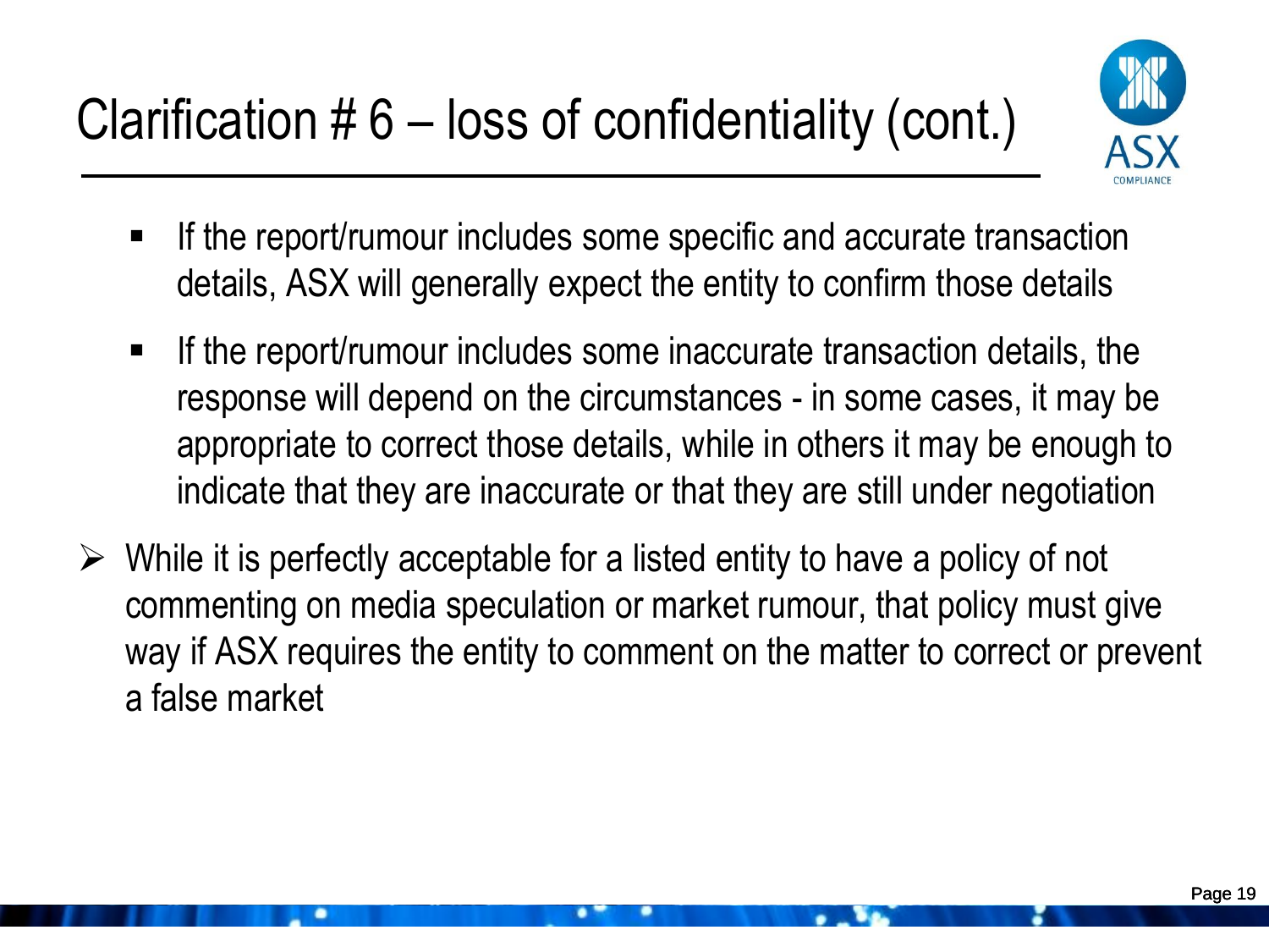# Clarification # 6 – loss of confidentiality (cont.)

- If the report/rumour includes some specific and accurate transaction details, ASX will generally expect the entity to confirm those details
- If the report/rumour includes some inaccurate transaction details, the response will depend on the circumstances - in some cases, it may be appropriate to correct those details, while in others it may be enough to indicate that they are inaccurate or that they are still under negotiation

➢ While it is perfectly acceptable for a listed entity to have a policy of not commenting on media speculation or market rumour, that policy must give way if ASX requires the entity to comment on the matter to correct or prevent a false market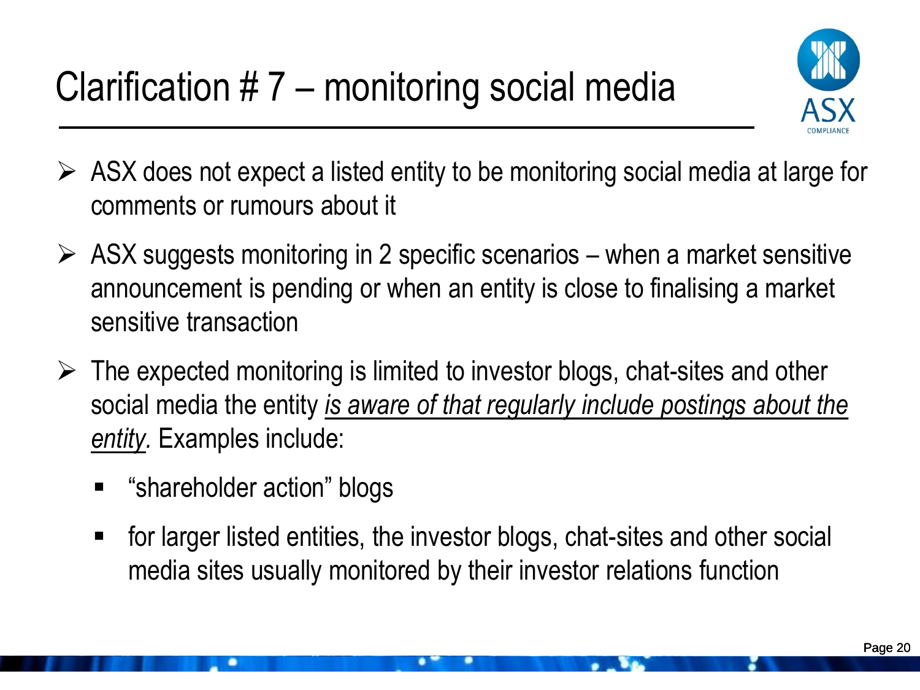# Clarification # 7 – monitoring social media

- ASX does not expect a listed entity to be monitoring social media at large for comments or rumours about it
- ASX suggests monitoring in 2 specific scenarios – when a market sensitive announcement is pending or when an entity is close to finalising a market sensitive transaction
- The expected monitoring is limited to investor blogs, chat-sites and other social media the entity <u>*is aware of that regularly include postings about the entity*</u>*.* Examples include:
  - "shareholder action" blogs
  - for larger listed entities, the investor blogs, chat-sites and other social media sites usually monitored by their investor relations function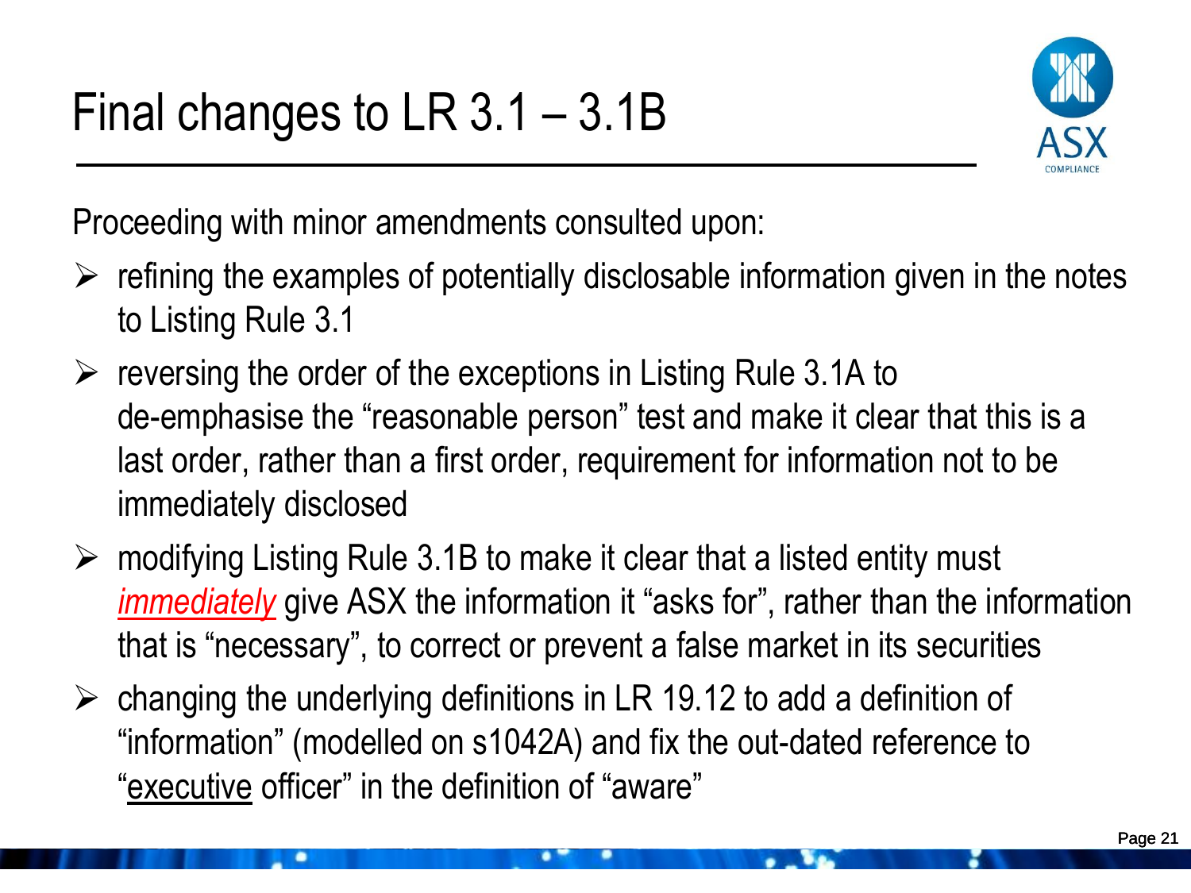# Final changes to LR 3.1 – 3.1B

Proceeding with minor amendments consulted upon:

- refining the examples of potentially disclosable information given in the notes to Listing Rule 3.1
- reversing the order of the exceptions in Listing Rule 3.1A to de-emphasise the "reasonable person" test and make it clear that this is a last order, rather than a first order, requirement for information not to be immediately disclosed
- modifying Listing Rule 3.1B to make it clear that a listed entity must *immediately* give ASX the information it "asks for", rather than the information that is "necessary", to correct or prevent a false market in its securities
- changing the underlying definitions in LR 19.12 to add a definition of "information" (modelled on s1042A) and fix the out-dated reference to "executive officer" in the definition of "aware"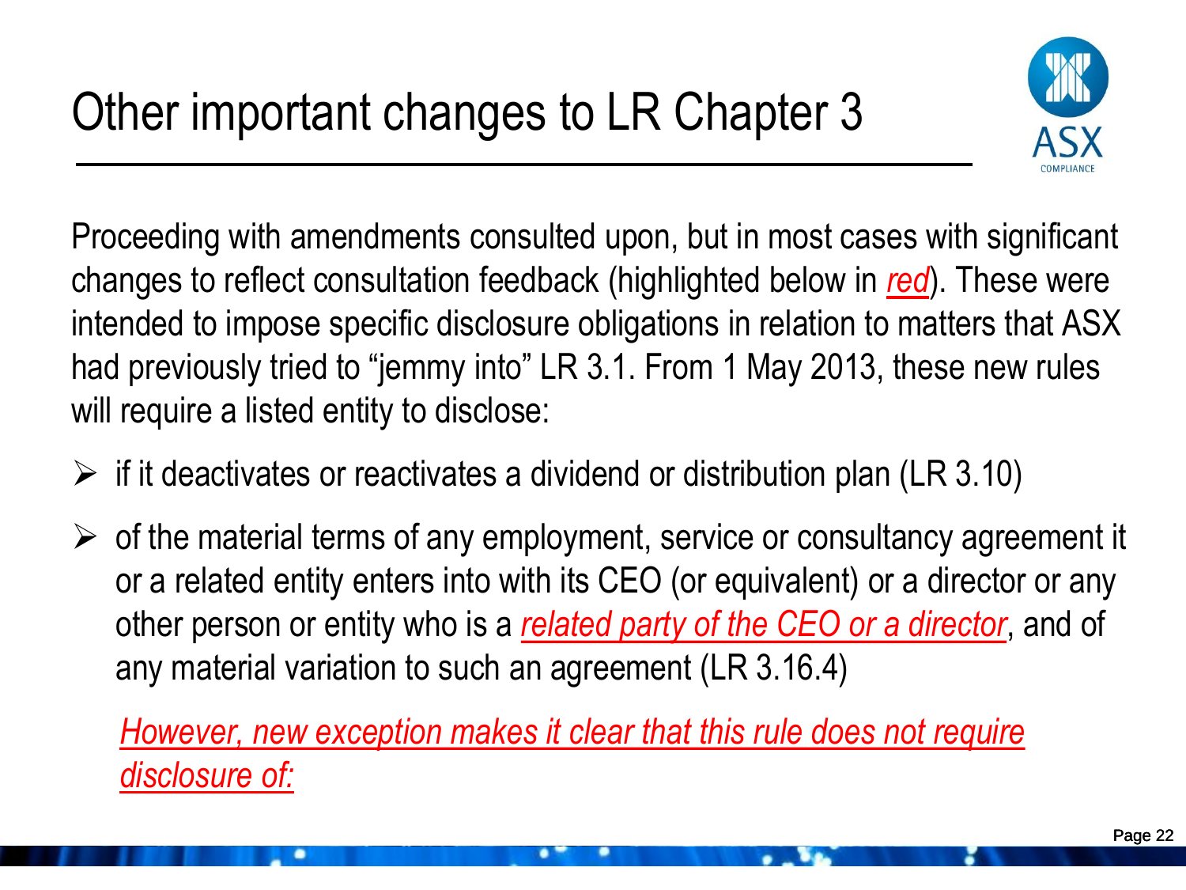# Other important changes to LR Chapter 3

Proceeding with amendments consulted upon, but in most cases with significant changes to reflect consultation feedback (highlighted below in *red*). These were intended to impose specific disclosure obligations in relation to matters that ASX had previously tried to "jemmy into" LR 3.1. From 1 May 2013, these new rules will require a listed entity to disclose:

- if it deactivates or reactivates a dividend or distribution plan (LR 3.10)
- of the material terms of any employment, service or consultancy agreement it or a related entity enters into with its CEO (or equivalent) or a director or any other person or entity who is a *related party of the CEO or a director*, and of any material variation to such an agreement (LR 3.16.4)

  *However, new exception makes it clear that this rule does not require disclosure of:*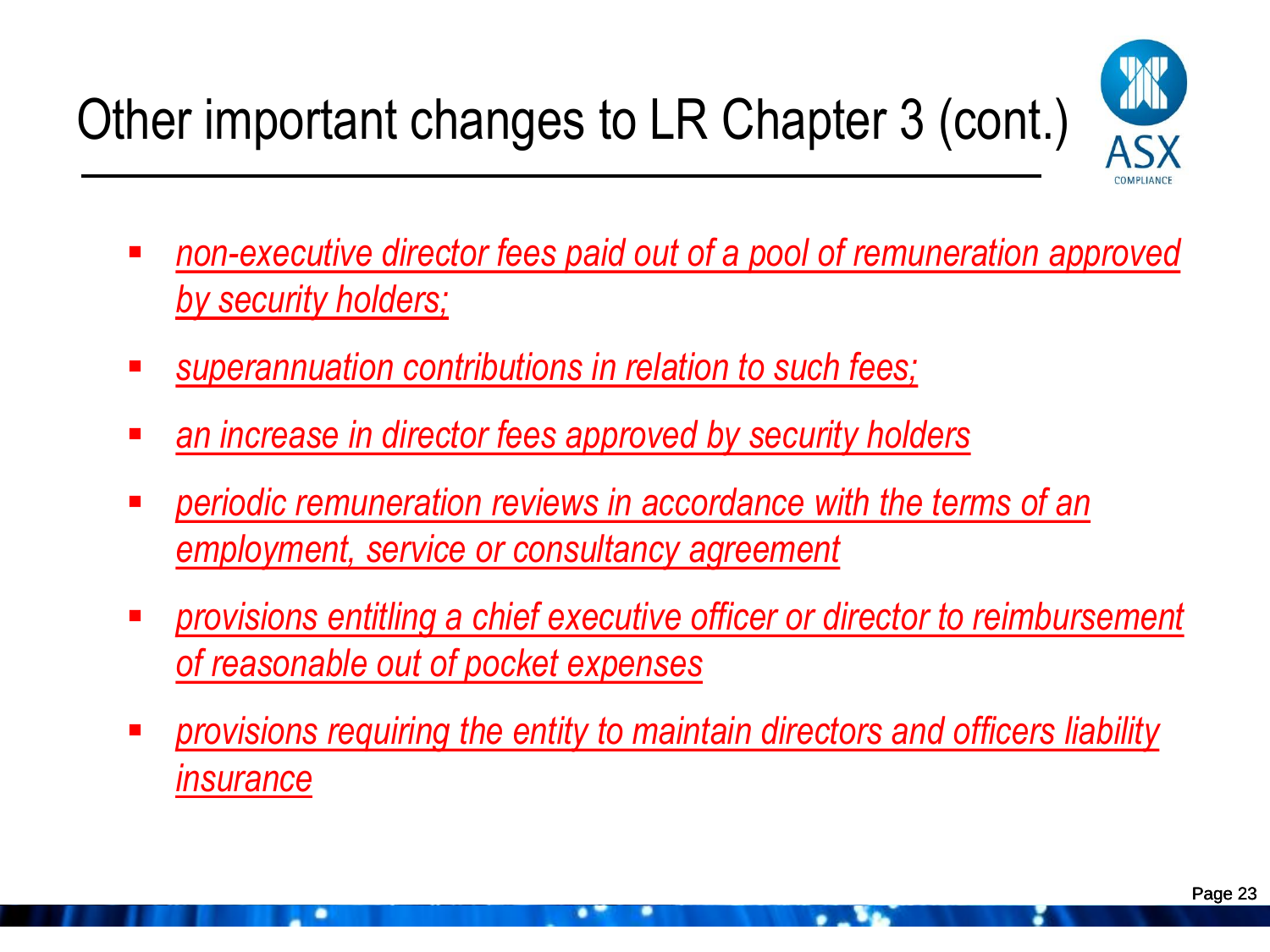# Other important changes to LR Chapter 3 (cont.)

- *non-executive director fees paid out of a pool of remuneration approved by security holders;*
- *superannuation contributions in relation to such fees;*
- *an increase in director fees approved by security holders*
- *periodic remuneration reviews in accordance with the terms of an employment, service or consultancy agreement*
- *provisions entitling a chief executive officer or director to reimbursement of reasonable out of pocket expenses*
- *provisions requiring the entity to maintain directors and officers liability insurance*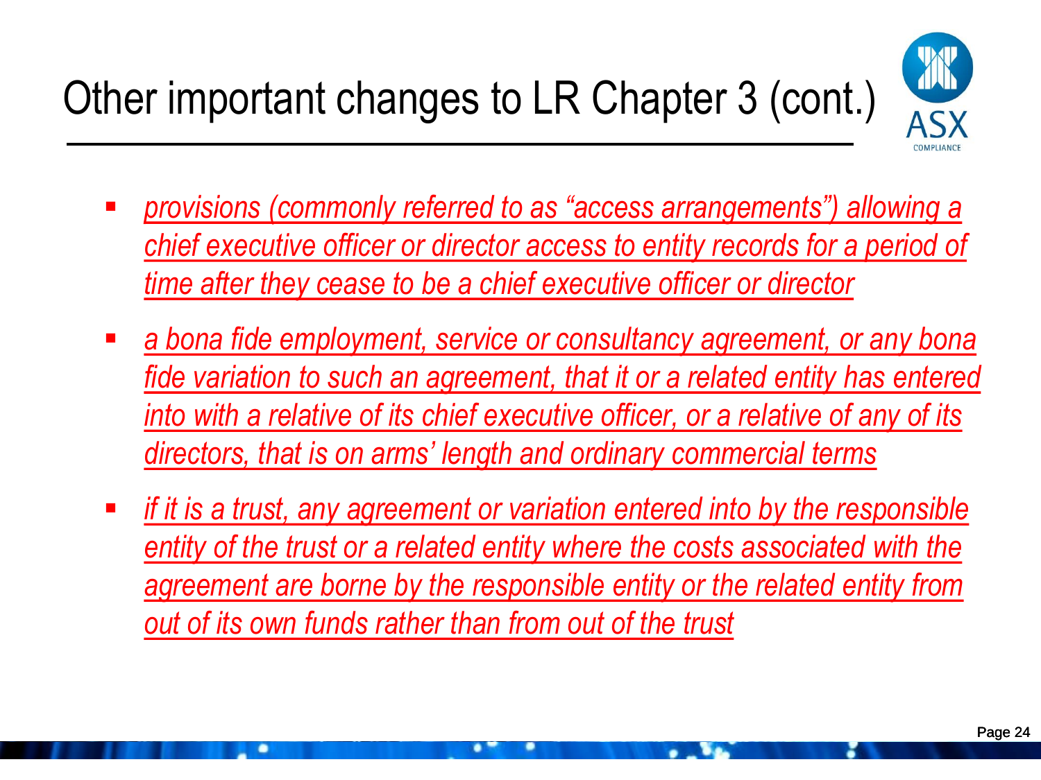# Other important changes to LR Chapter 3 (cont.)

- *provisions (commonly referred to as "access arrangements") allowing a chief executive officer or director access to entity records for a period of time after they cease to be a chief executive officer or director*
- *a bona fide employment, service or consultancy agreement, or any bona fide variation to such an agreement, that it or a related entity has entered into with a relative of its chief executive officer, or a relative of any of its directors, that is on arms' length and ordinary commercial terms*
- *if it is a trust, any agreement or variation entered into by the responsible entity of the trust or a related entity where the costs associated with the agreement are borne by the responsible entity or the related entity from out of its own funds rather than from out of the trust*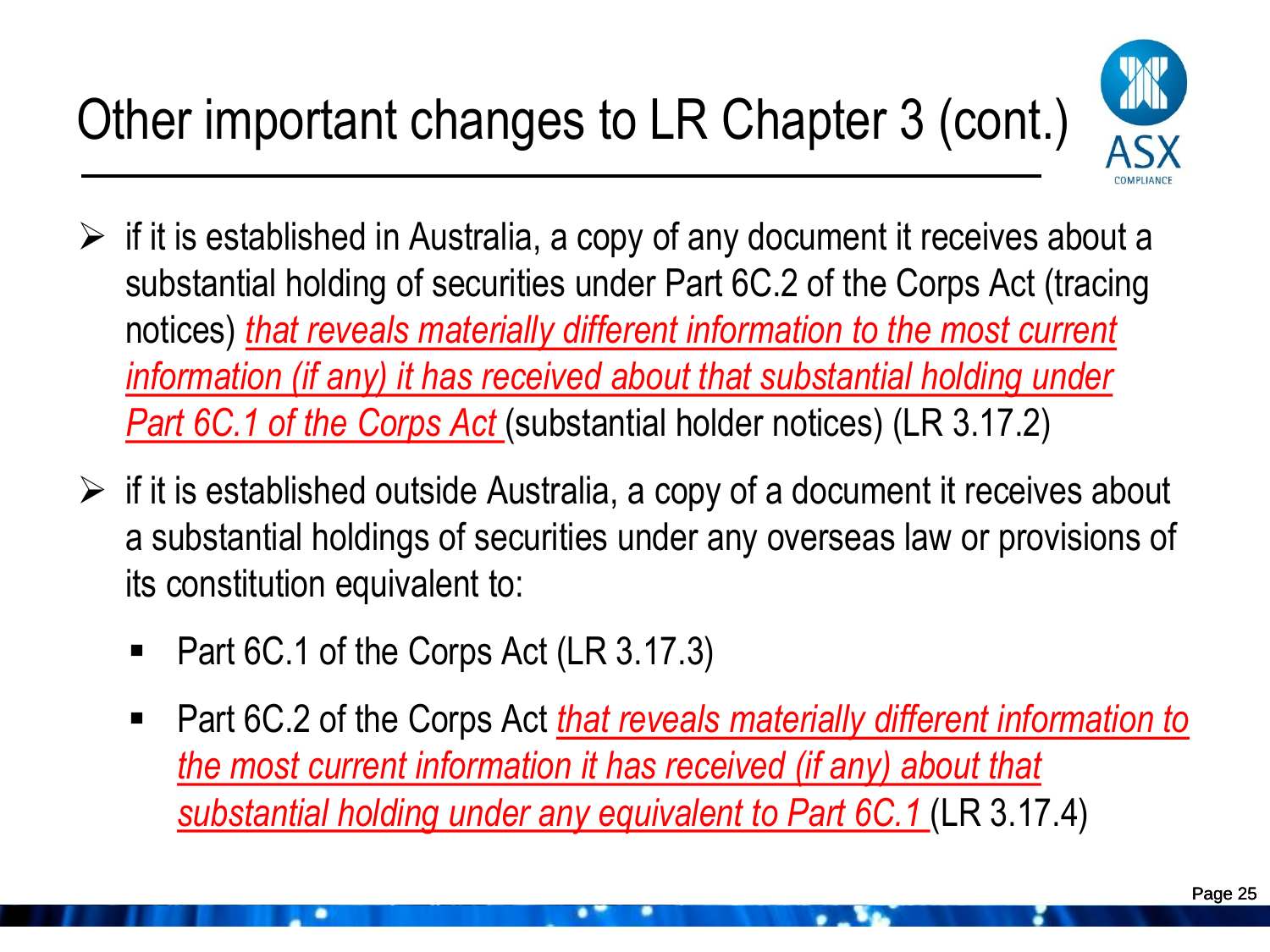# Other important changes to LR Chapter 3 (cont.)

- if it is established in Australia, a copy of any document it receives about a substantial holding of securities under Part 6C.2 of the Corps Act (tracing notices) *<u>that reveals materially different information to the most current information (if any) it has received about that substantial holding under Part 6C.1 of the Corps Act</u>* (substantial holder notices) (LR 3.17.2)

- if it is established outside Australia, a copy of a document it receives about a substantial holdings of securities under any overseas law or provisions of its constitution equivalent to:
  - Part 6C.1 of the Corps Act (LR 3.17.3)
  - Part 6C.2 of the Corps Act *<u>that reveals materially different information to the most current information it has received (if any) about that substantial holding under any equivalent to Part 6C.1</u>* (LR 3.17.4)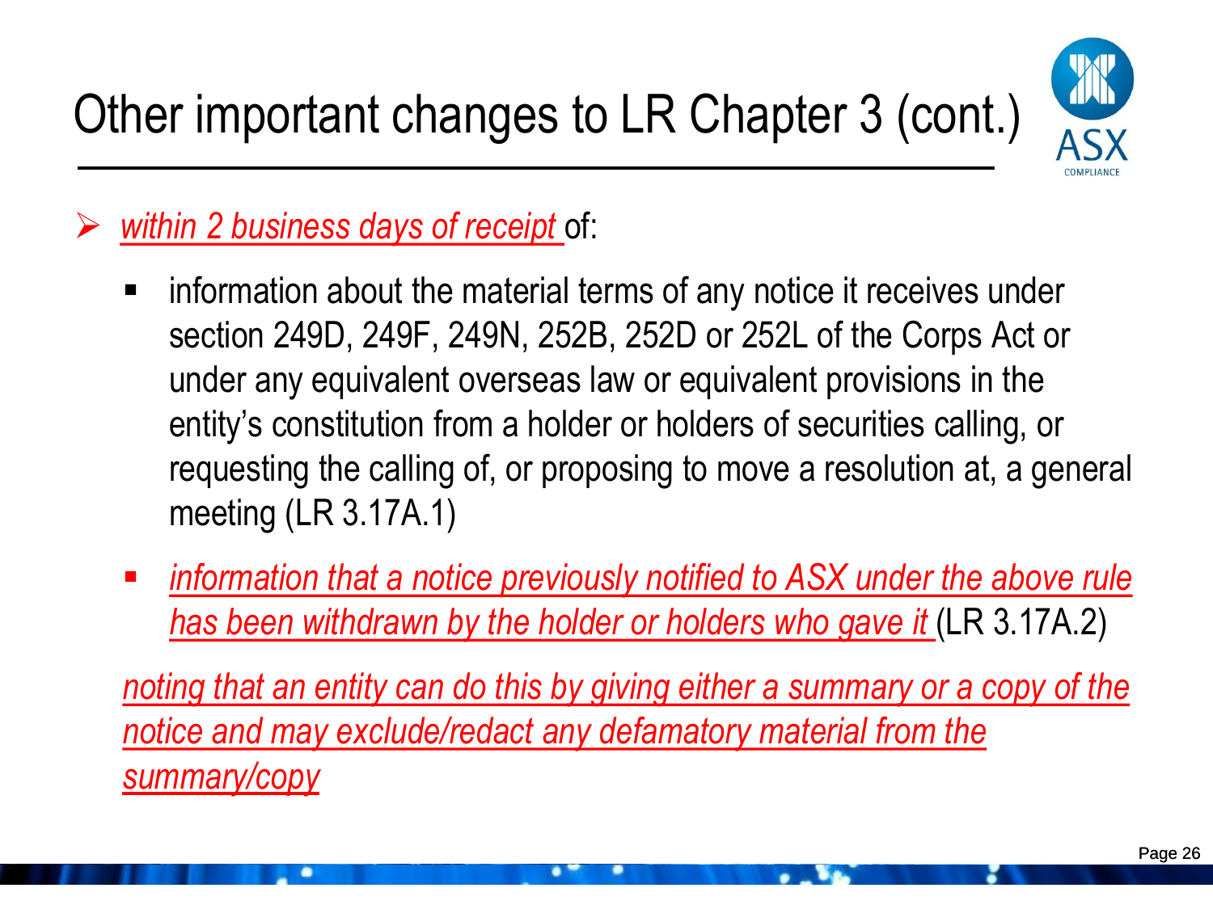# Other important changes to LR Chapter 3 (cont.)

- *within 2 business days of receipt* of:
  - information about the material terms of any notice it receives under section 249D, 249F, 249N, 252B, 252D or 252L of the Corps Act or under any equivalent overseas law or equivalent provisions in the entity's constitution from a holder or holders of securities calling, or requesting the calling of, or proposing to move a resolution at, a general meeting (LR 3.17A.1)
  - *information that a notice previously notified to ASX under the above rule has been withdrawn by the holder or holders who gave it* (LR 3.17A.2)

  *noting that an entity can do this by giving either a summary or a copy of the notice and may exclude/redact any defamatory material from the summary/copy*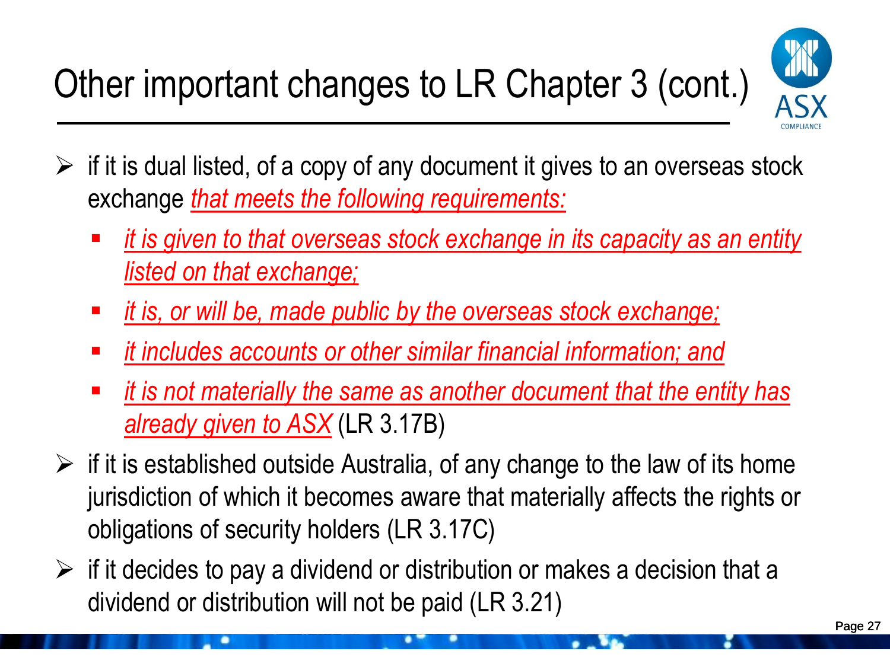# Other important changes to LR Chapter 3 (cont.)

- if it is dual listed, of a copy of any document it gives to an overseas stock exchange *that meets the following requirements:*
  - *it is given to that overseas stock exchange in its capacity as an entity listed on that exchange;*
  - *it is, or will be, made public by the overseas stock exchange;*
  - *it includes accounts or other similar financial information; and*
  - *it is not materially the same as another document that the entity has already given to ASX* (LR 3.17B)
- if it is established outside Australia, of any change to the law of its home jurisdiction of which it becomes aware that materially affects the rights or obligations of security holders (LR 3.17C)
- if it decides to pay a dividend or distribution or makes a decision that a dividend or distribution will not be paid (LR 3.21)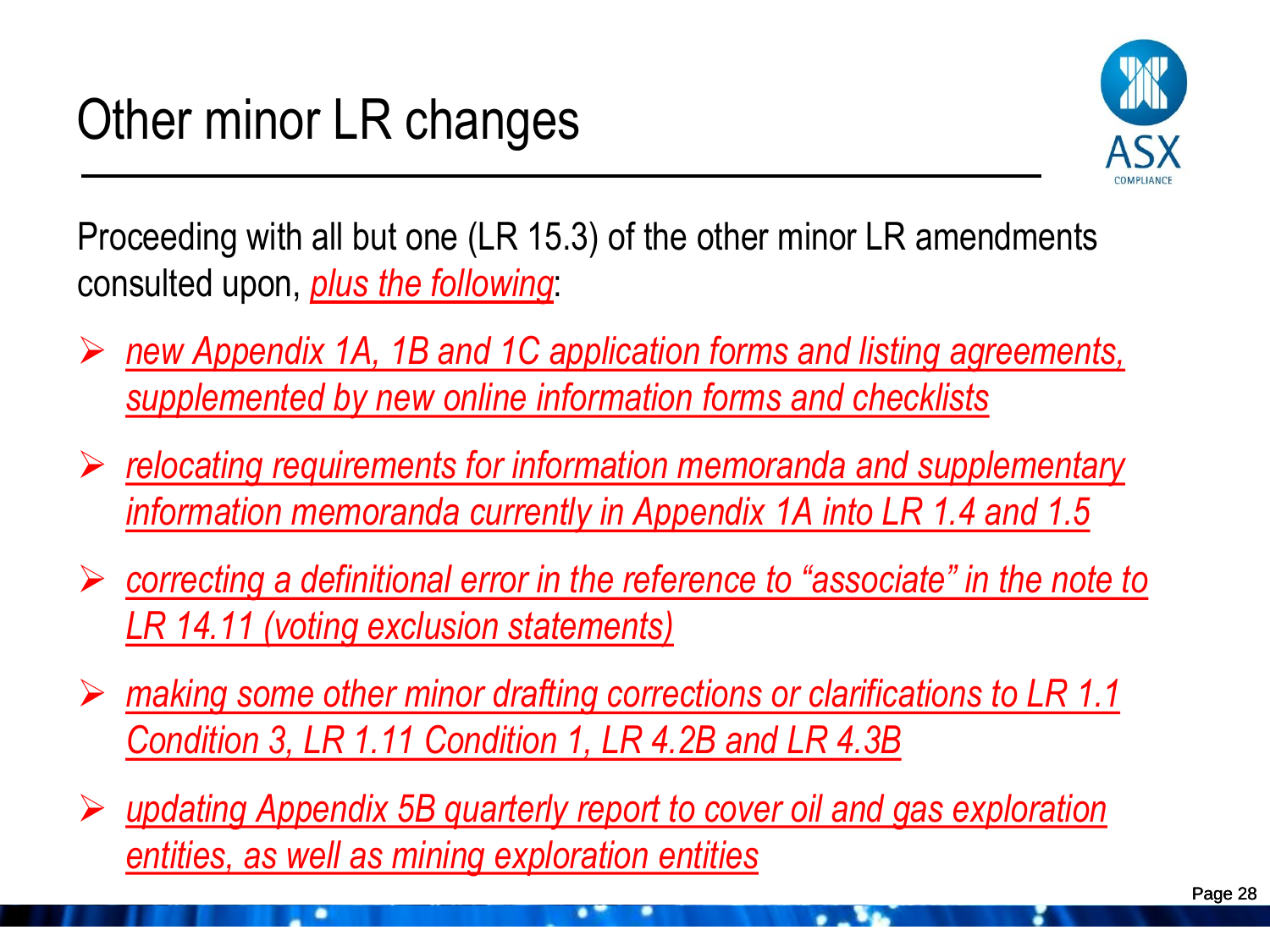# Other minor LR changes

Proceeding with all but one (LR 15.3) of the other minor LR amendments consulted upon, *plus the following*:

- *new Appendix 1A, 1B and 1C application forms and listing agreements, supplemented by new online information forms and checklists*
- *relocating requirements for information memoranda and supplementary information memoranda currently in Appendix 1A into LR 1.4 and 1.5*
- *correcting a definitional error in the reference to "associate" in the note to LR 14.11 (voting exclusion statements)*
- *making some other minor drafting corrections or clarifications to LR 1.1 Condition 3, LR 1.11 Condition 1, LR 4.2B and LR 4.3B*
- *updating Appendix 5B quarterly report to cover oil and gas exploration entities, as well as mining exploration entities*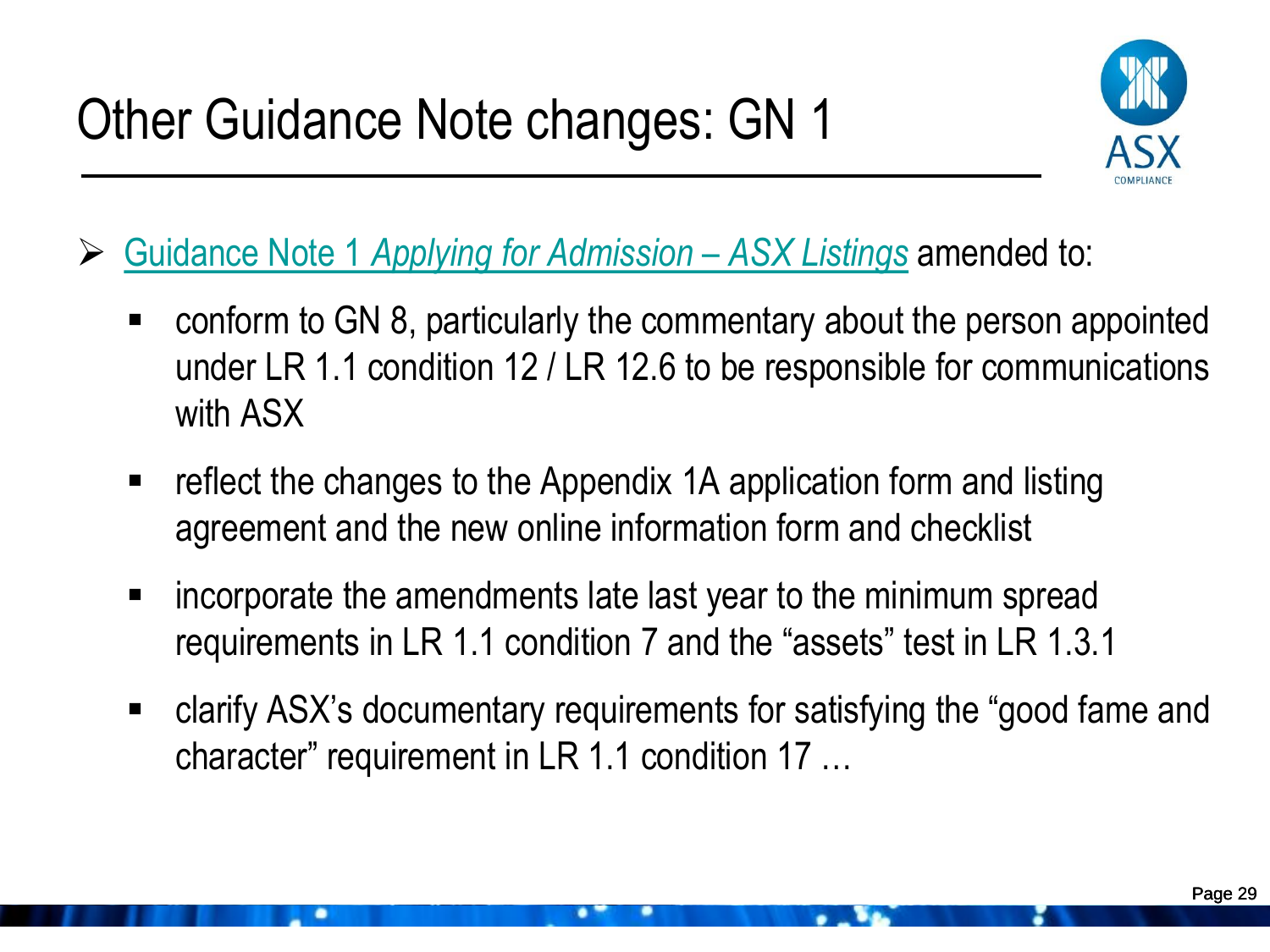# Other Guidance Note changes: GN 1

- Guidance Note 1 *Applying for Admission – ASX Listings* amended to:
  - conform to GN 8, particularly the commentary about the person appointed under LR 1.1 condition 12 / LR 12.6 to be responsible for communications with ASX
  - reflect the changes to the Appendix 1A application form and listing agreement and the new online information form and checklist
  - incorporate the amendments late last year to the minimum spread requirements in LR 1.1 condition 7 and the "assets" test in LR 1.3.1
  - clarify ASX's documentary requirements for satisfying the "good fame and character" requirement in LR 1.1 condition 17 …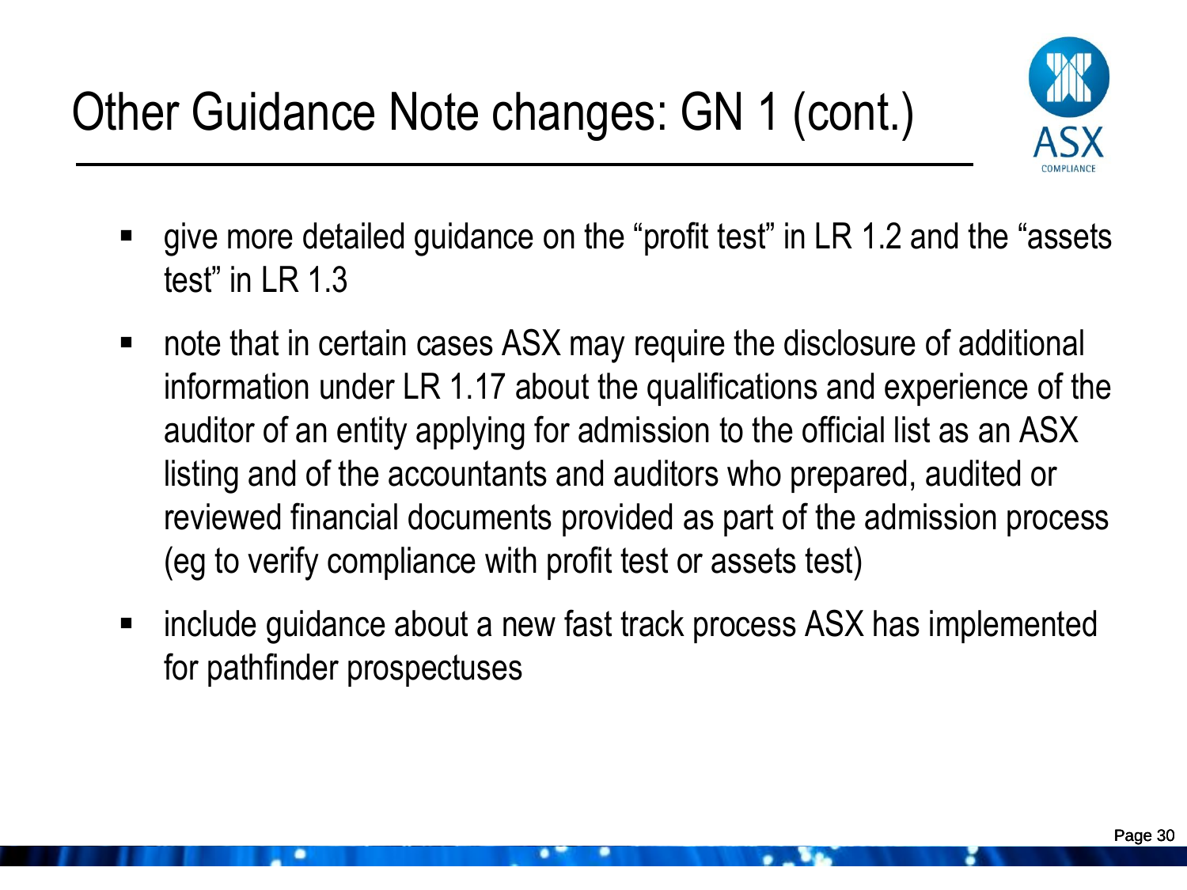# Other Guidance Note changes: GN 1 (cont.)

- give more detailed guidance on the "profit test" in LR 1.2 and the "assets test" in LR 1.3
- note that in certain cases ASX may require the disclosure of additional information under LR 1.17 about the qualifications and experience of the auditor of an entity applying for admission to the official list as an ASX listing and of the accountants and auditors who prepared, audited or reviewed financial documents provided as part of the admission process (eg to verify compliance with profit test or assets test)
- include guidance about a new fast track process ASX has implemented for pathfinder prospectuses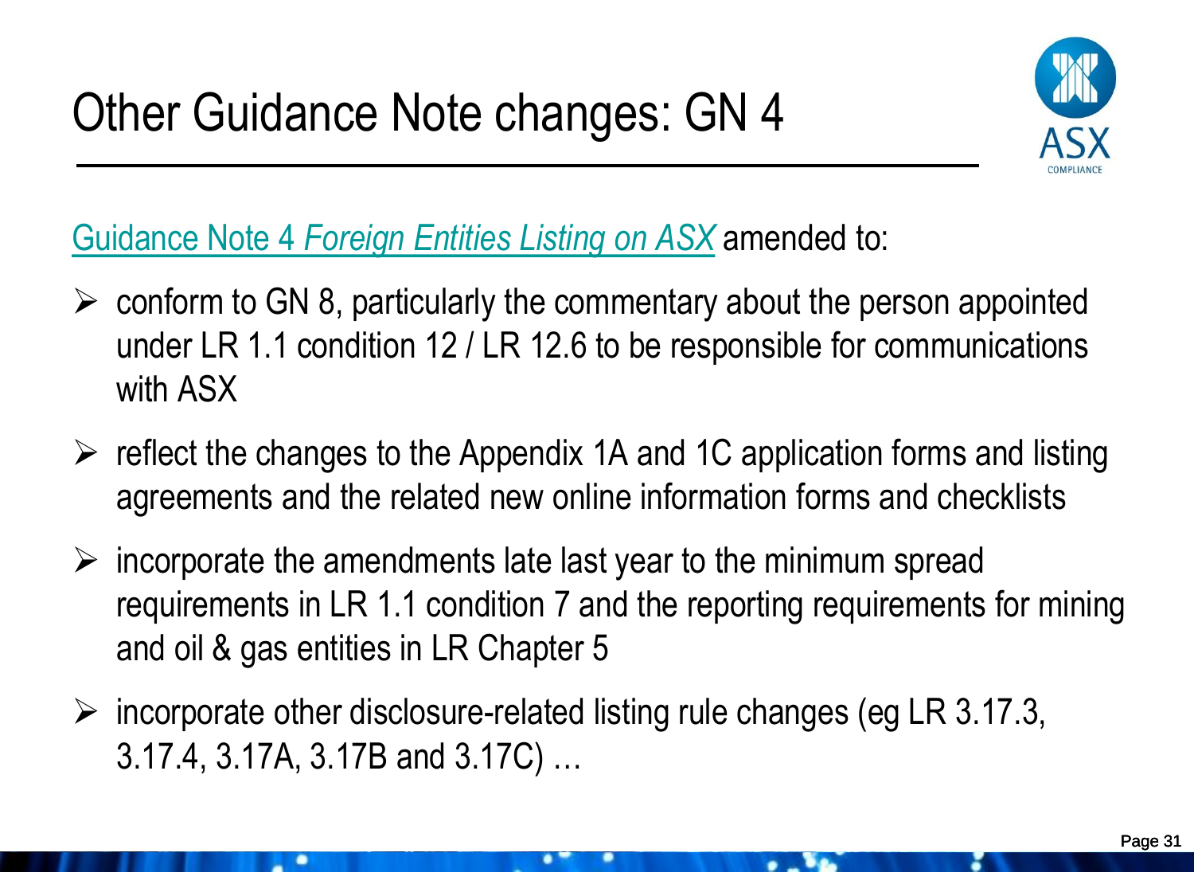# Other Guidance Note changes: GN 4

Guidance Note 4 *Foreign Entities Listing on ASX* amended to:

- conform to GN 8, particularly the commentary about the person appointed under LR 1.1 condition 12 / LR 12.6 to be responsible for communications with ASX
- reflect the changes to the Appendix 1A and 1C application forms and listing agreements and the related new online information forms and checklists
- incorporate the amendments late last year to the minimum spread requirements in LR 1.1 condition 7 and the reporting requirements for mining and oil & gas entities in LR Chapter 5
- incorporate other disclosure-related listing rule changes (eg LR 3.17.3, 3.17.4, 3.17A, 3.17B and 3.17C) …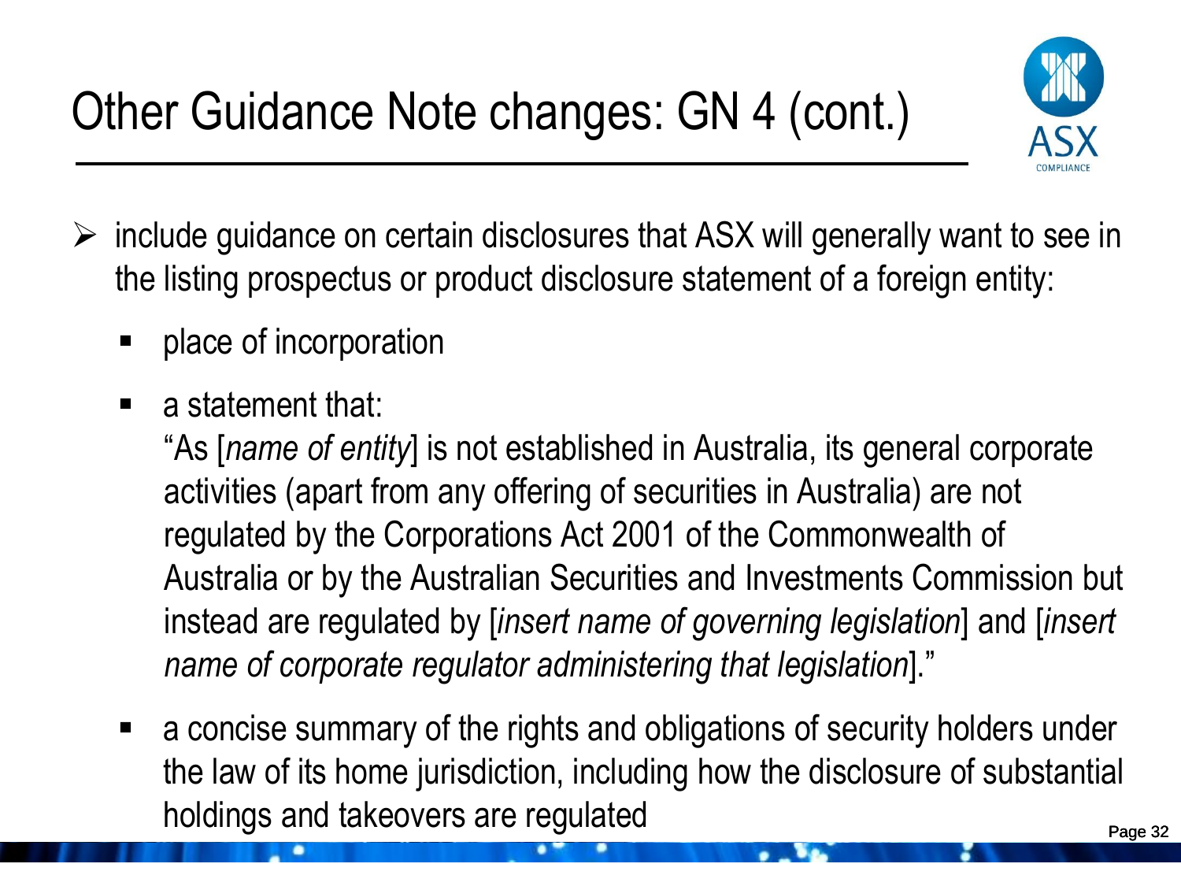# Other Guidance Note changes: GN 4 (cont.)

- include guidance on certain disclosures that ASX will generally want to see in the listing prospectus or product disclosure statement of a foreign entity:
  - place of incorporation
  - a statement that:
    "As [*name of entity*] is not established in Australia, its general corporate activities (apart from any offering of securities in Australia) are not regulated by the Corporations Act 2001 of the Commonwealth of Australia or by the Australian Securities and Investments Commission but instead are regulated by [*insert name of governing legislation*] and [*insert name of corporate regulator administering that legislation*]."
  - a concise summary of the rights and obligations of security holders under the law of its home jurisdiction, including how the disclosure of substantial holdings and takeovers are regulated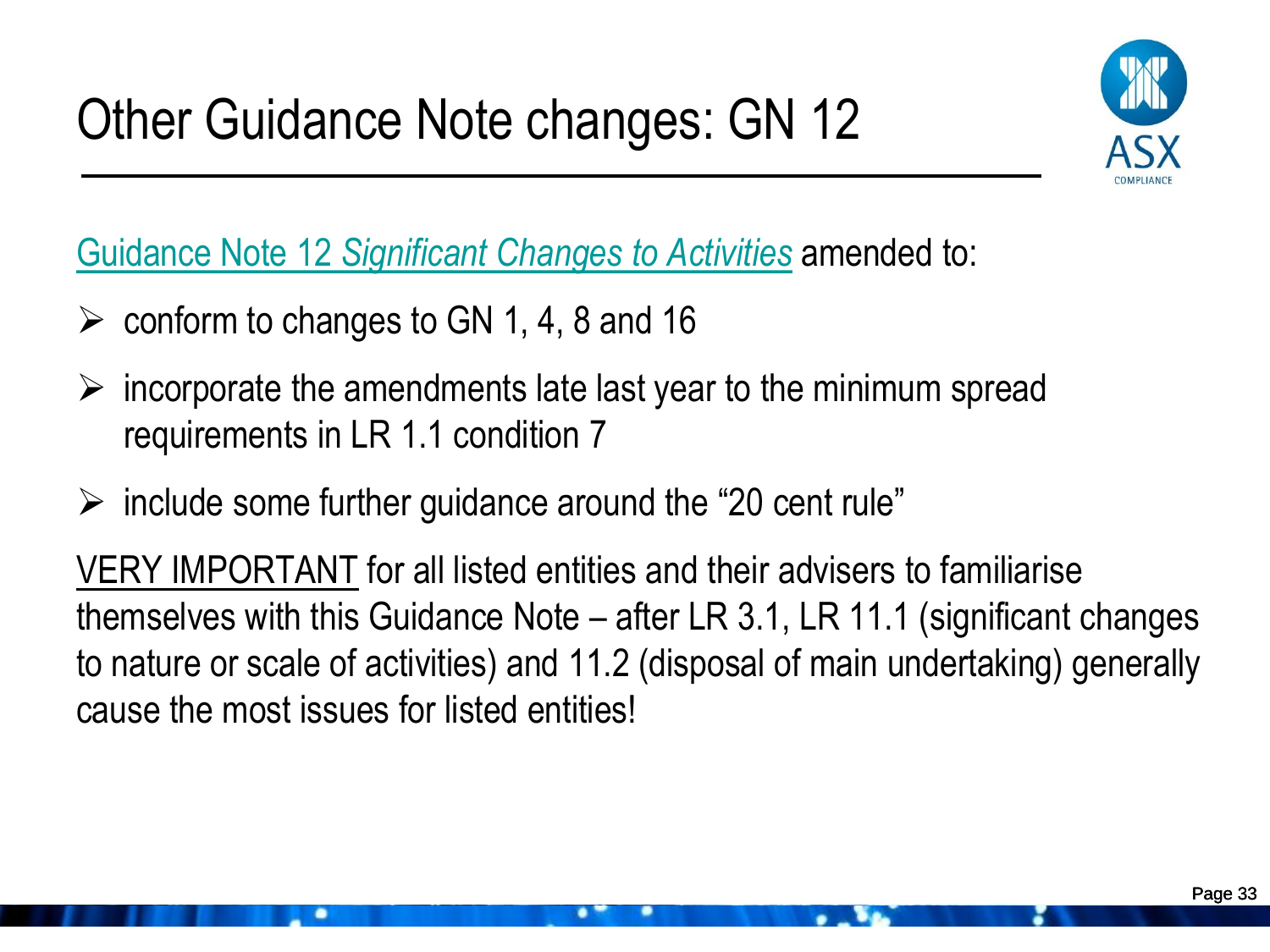# Other Guidance Note changes: GN 12

Guidance Note 12 *Significant Changes to Activities* amended to:

- conform to changes to GN 1, 4, 8 and 16
- incorporate the amendments late last year to the minimum spread requirements in LR 1.1 condition 7
- include some further guidance around the "20 cent rule"

VERY IMPORTANT for all listed entities and their advisers to familiarise themselves with this Guidance Note – after LR 3.1, LR 11.1 (significant changes to nature or scale of activities) and 11.2 (disposal of main undertaking) generally cause the most issues for listed entities!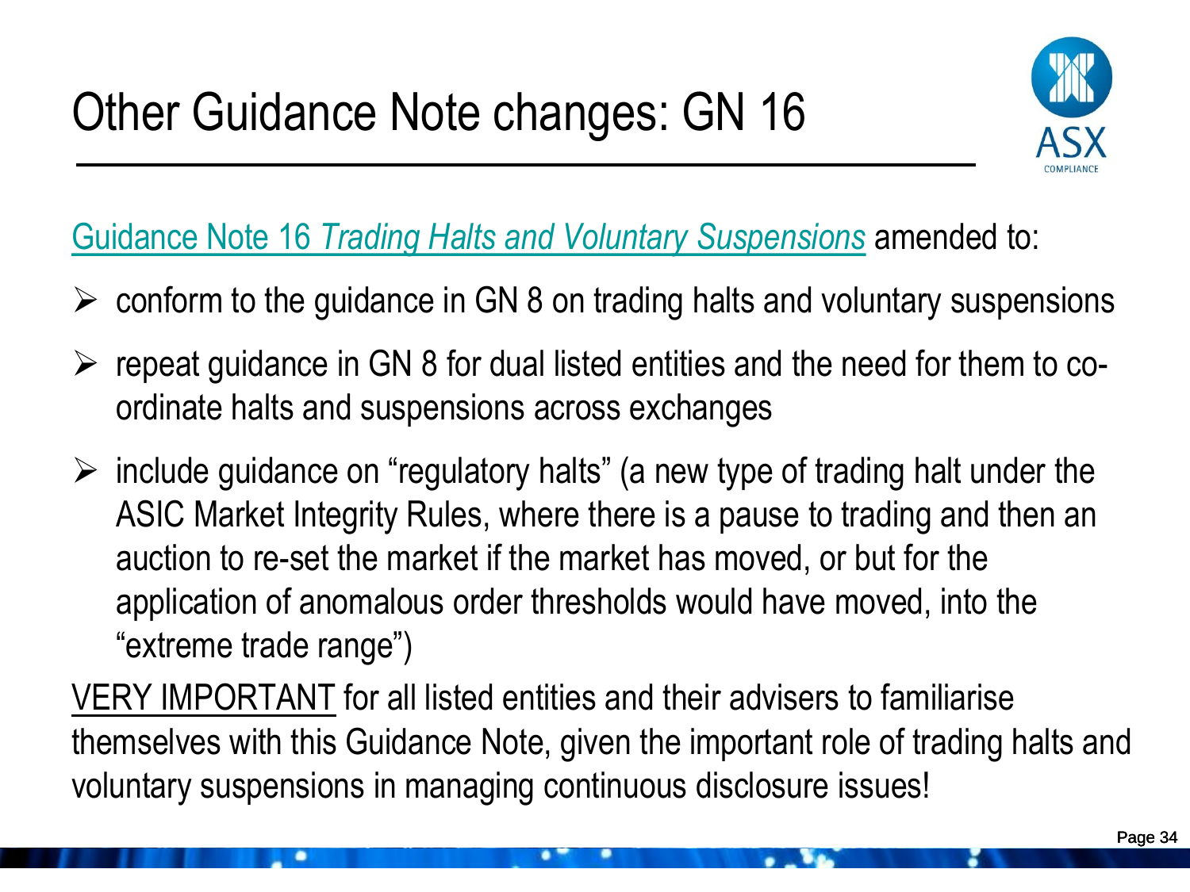# Other Guidance Note changes: GN 16

Guidance Note 16 *Trading Halts and Voluntary Suspensions* amended to:

- conform to the guidance in GN 8 on trading halts and voluntary suspensions
- repeat guidance in GN 8 for dual listed entities and the need for them to co-ordinate halts and suspensions across exchanges
- include guidance on "regulatory halts" (a new type of trading halt under the ASIC Market Integrity Rules, where there is a pause to trading and then an auction to re-set the market if the market has moved, or but for the application of anomalous order thresholds would have moved, into the "extreme trade range")

VERY IMPORTANT for all listed entities and their advisers to familiarise themselves with this Guidance Note, given the important role of trading halts and voluntary suspensions in managing continuous disclosure issues!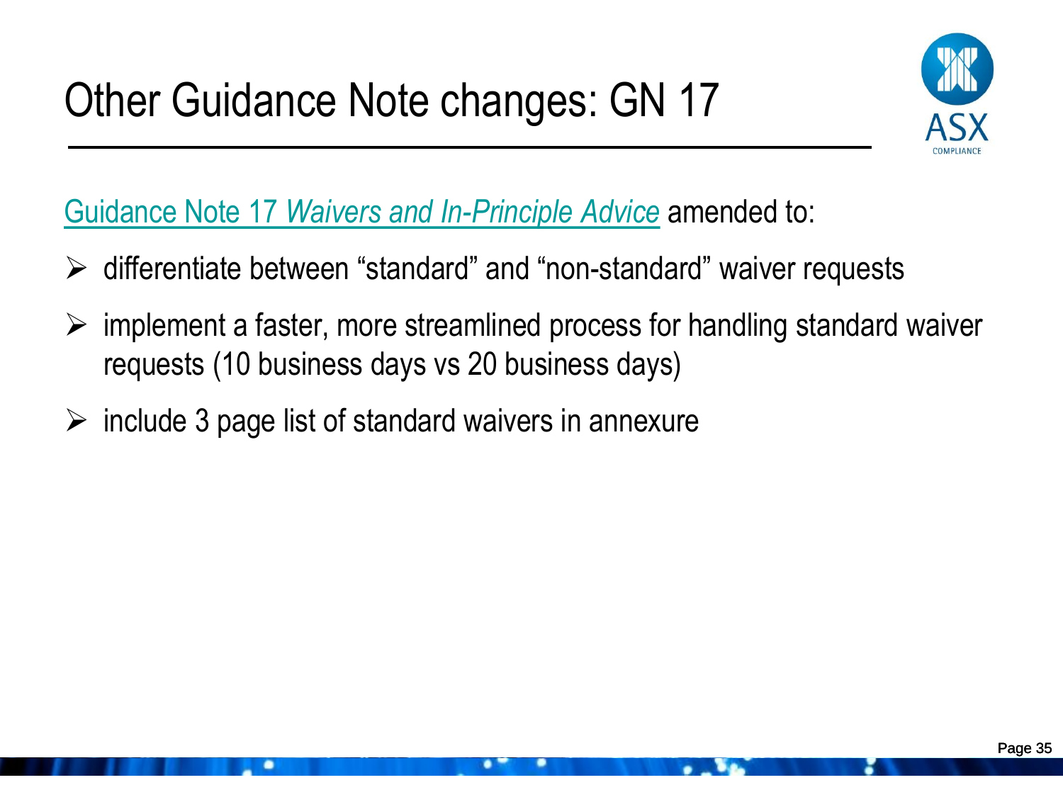# Other Guidance Note changes: GN 17

Guidance Note 17 *Waivers and In-Principle Advice* amended to:

- differentiate between "standard" and "non-standard" waiver requests
- implement a faster, more streamlined process for handling standard waiver requests (10 business days vs 20 business days)
- include 3 page list of standard waivers in annexure